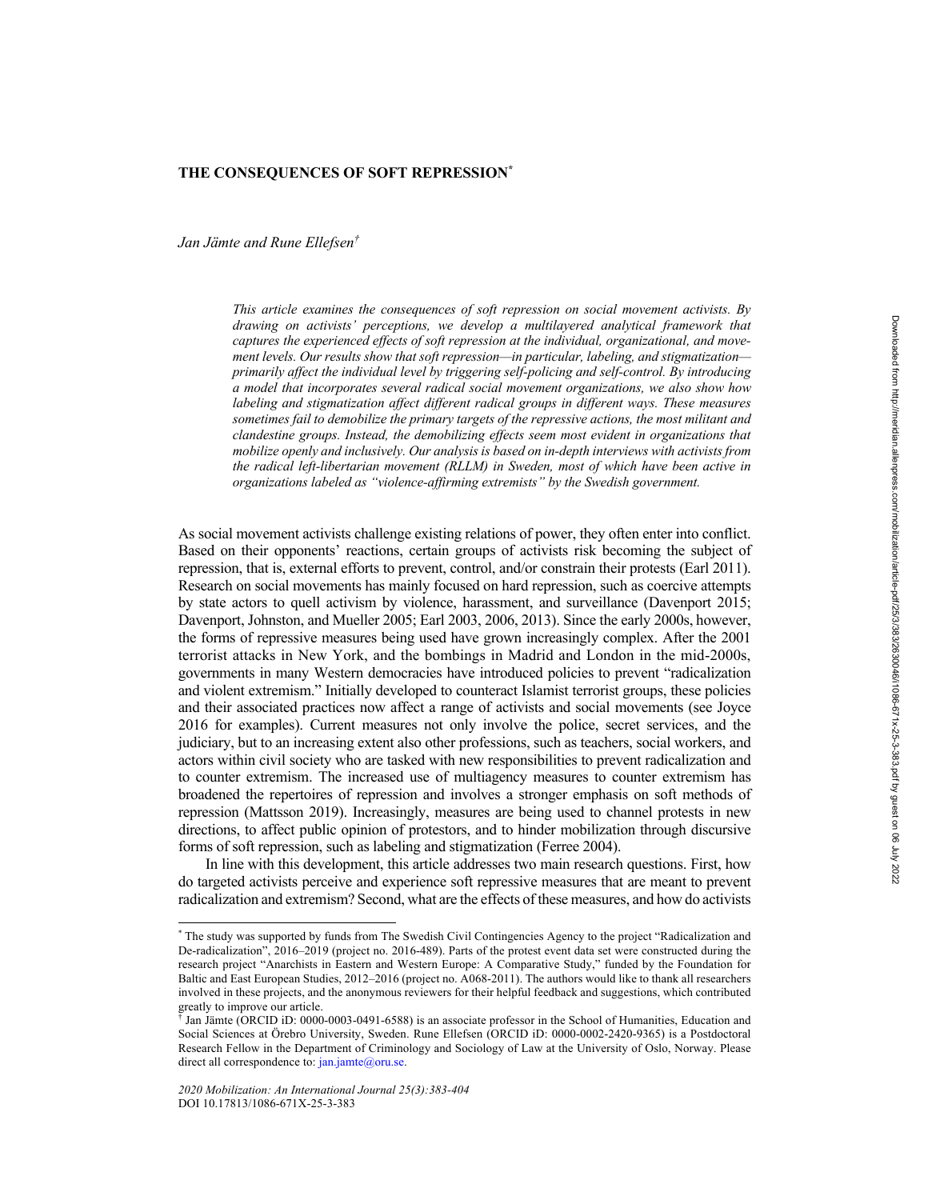## THE CONSEQUENCES OF SOFT REPRESSION[*]

*Jan Jämte and Rune Ellefsen*[†]

*This article examines the consequences of soft repression on social movement activists. By drawing on activists' perceptions, we develop a multilayered analytical framework that captures the experienced effects of soft repression at the individual, organizational, and movement levels. Our results show that soft repression—in particular, labeling, and stigmatization—primarily affect the individual level by triggering self-policing and self-control. By introducing a model that incorporates several radical social movement organizations, we also show how labeling and stigmatization affect different radical groups in different ways. These measures sometimes fail to demobilize the primary targets of the repressive actions, the most militant and clandestine groups. Instead, the demobilizing effects seem most evident in organizations that mobilize openly and inclusively. Our analysis is based on in-depth interviews with activists from the radical left-libertarian movement (RLLM) in Sweden, most of which have been active in organizations labeled as "violence-affirming extremists" by the Swedish government.*

As social movement activists challenge existing relations of power, they often enter into conflict. Based on their opponents' reactions, certain groups of activists risk becoming the subject of repression, that is, external efforts to prevent, control, and/or constrain their protests (Earl 2011). Research on social movements has mainly focused on hard repression, such as coercive attempts by state actors to quell activism by violence, harassment, and surveillance (Davenport 2015; Davenport, Johnston, and Mueller 2005; Earl 2003, 2006, 2013). Since the early 2000s, however, the forms of repressive measures being used have grown increasingly complex. After the 2001 terrorist attacks in New York, and the bombings in Madrid and London in the mid-2000s, governments in many Western democracies have introduced policies to prevent "radicalization and violent extremism." Initially developed to counteract Islamist terrorist groups, these policies and their associated practices now affect a range of activists and social movements (see Joyce 2016 for examples). Current measures not only involve the police, secret services, and the judiciary, but to an increasing extent also other professions, such as teachers, social workers, and actors within civil society who are tasked with new responsibilities to prevent radicalization and to counter extremism. The increased use of multiagency measures to counter extremism has broadened the repertoires of repression and involves a stronger emphasis on soft methods of repression (Mattsson 2019). Increasingly, measures are being used to channel protests in new directions, to affect public opinion of protestors, and to hinder mobilization through discursive forms of soft repression, such as labeling and stigmatization (Ferree 2004).

In line with this development, this article addresses two main research questions. First, how do targeted activists perceive and experience soft repressive measures that are meant to prevent radicalization and extremism? Second, what are the effects of these measures, and how do activists

---

[*] The study was supported by funds from The Swedish Civil Contingencies Agency to the project "Radicalization and De-radicalization", 2016–2019 (project no. 2016-489). Parts of the protest event data set were constructed during the research project "Anarchists in Eastern and Western Europe: A Comparative Study," funded by the Foundation for Baltic and East European Studies, 2012–2016 (project no. A068-2011). The authors would like to thank all researchers involved in these projects, and the anonymous reviewers for their helpful feedback and suggestions, which contributed greatly to improve our article.

[†] Jan Jämte (ORCID iD: 0000-0003-0491-6588) is an associate professor in the School of Humanities, Education and Social Sciences at Örebro University, Sweden. Rune Ellefsen (ORCID iD: 0000-0002-2420-9365) is a Postdoctoral Research Fellow in the Department of Criminology and Sociology of Law at the University of Oslo, Norway. Please direct all correspondence to: jan.jamte@oru.se.

*2020 Mobilization: An International Journal 25(3):383-404*
DOI 10.17813/1086-671X-25-3-383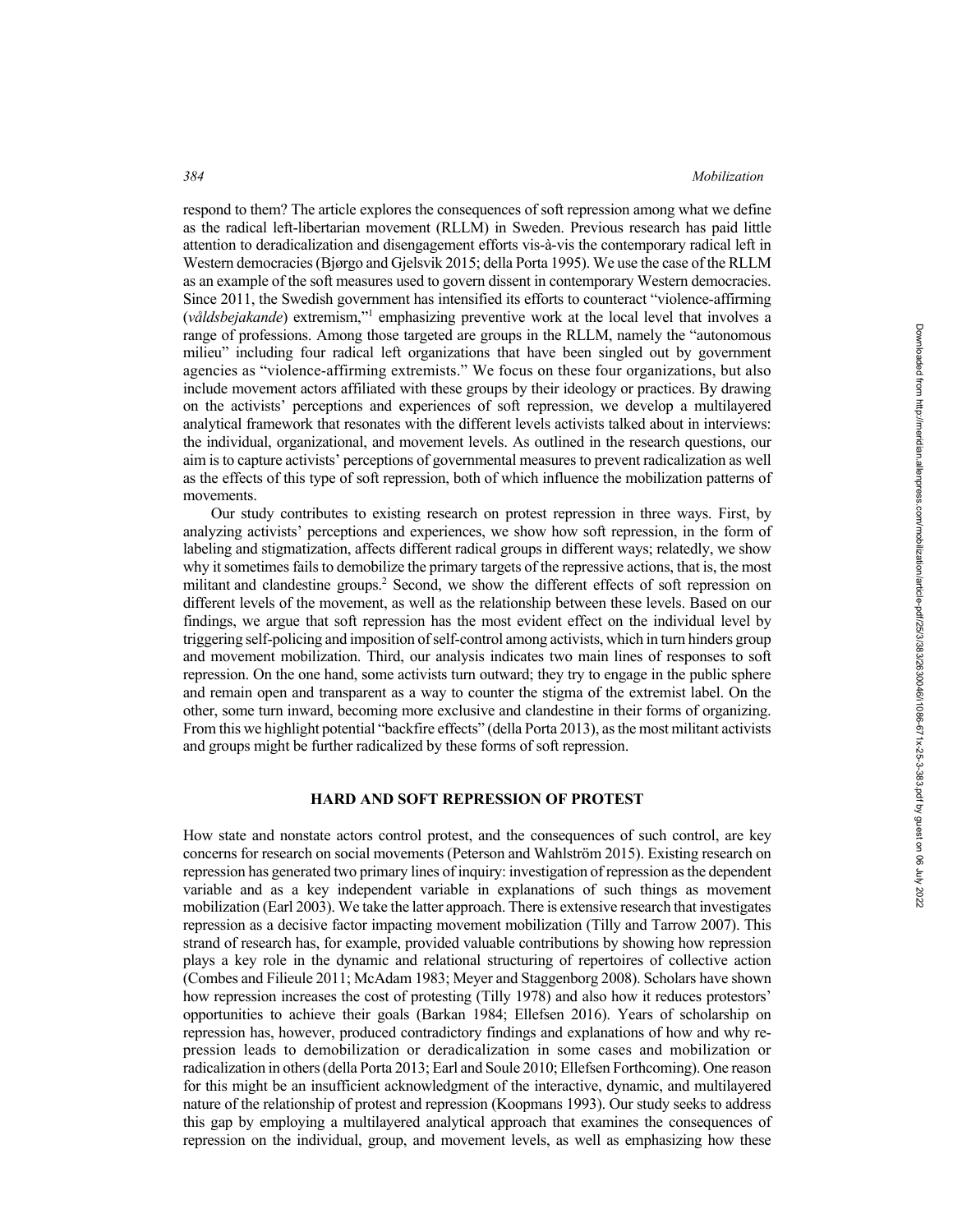respond to them? The article explores the consequences of soft repression among what we define as the radical left-libertarian movement (RLLM) in Sweden. Previous research has paid little attention to deradicalization and disengagement efforts vis-à-vis the contemporary radical left in Western democracies (Bjørgo and Gjelsvik 2015; della Porta 1995). We use the case of the RLLM as an example of the soft measures used to govern dissent in contemporary Western democracies. Since 2011, the Swedish government has intensified its efforts to counteract "violence-affirming (*våldsbejakande*) extremism,"[1] emphasizing preventive work at the local level that involves a range of professions. Among those targeted are groups in the RLLM, namely the "autonomous milieu" including four radical left organizations that have been singled out by government agencies as "violence-affirming extremists." We focus on these four organizations, but also include movement actors affiliated with these groups by their ideology or practices. By drawing on the activists' perceptions and experiences of soft repression, we develop a multilayered analytical framework that resonates with the different levels activists talked about in interviews: the individual, organizational, and movement levels. As outlined in the research questions, our aim is to capture activists' perceptions of governmental measures to prevent radicalization as well as the effects of this type of soft repression, both of which influence the mobilization patterns of movements.

Our study contributes to existing research on protest repression in three ways. First, by analyzing activists' perceptions and experiences, we show how soft repression, in the form of labeling and stigmatization, affects different radical groups in different ways; relatedly, we show why it sometimes fails to demobilize the primary targets of the repressive actions, that is, the most militant and clandestine groups.[2] Second, we show the different effects of soft repression on different levels of the movement, as well as the relationship between these levels. Based on our findings, we argue that soft repression has the most evident effect on the individual level by triggering self-policing and imposition of self-control among activists, which in turn hinders group and movement mobilization. Third, our analysis indicates two main lines of responses to soft repression. On the one hand, some activists turn outward; they try to engage in the public sphere and remain open and transparent as a way to counter the stigma of the extremist label. On the other, some turn inward, becoming more exclusive and clandestine in their forms of organizing. From this we highlight potential "backfire effects" (della Porta 2013), as the most militant activists and groups might be further radicalized by these forms of soft repression.

## HARD AND SOFT REPRESSION OF PROTEST

How state and nonstate actors control protest, and the consequences of such control, are key concerns for research on social movements (Peterson and Wahlström 2015). Existing research on repression has generated two primary lines of inquiry: investigation of repression as the dependent variable and as a key independent variable in explanations of such things as movement mobilization (Earl 2003). We take the latter approach. There is extensive research that investigates repression as a decisive factor impacting movement mobilization (Tilly and Tarrow 2007). This strand of research has, for example, provided valuable contributions by showing how repression plays a key role in the dynamic and relational structuring of repertoires of collective action (Combes and Filieule 2011; McAdam 1983; Meyer and Staggenborg 2008). Scholars have shown how repression increases the cost of protesting (Tilly 1978) and also how it reduces protestors' opportunities to achieve their goals (Barkan 1984; Ellefsen 2016). Years of scholarship on repression has, however, produced contradictory findings and explanations of how and why repression leads to demobilization or deradicalization in some cases and mobilization or radicalization in others (della Porta 2013; Earl and Soule 2010; Ellefsen Forthcoming). One reason for this might be an insufficient acknowledgment of the interactive, dynamic, and multilayered nature of the relationship of protest and repression (Koopmans 1993). Our study seeks to address this gap by employing a multilayered analytical approach that examines the consequences of repression on the individual, group, and movement levels, as well as emphasizing how these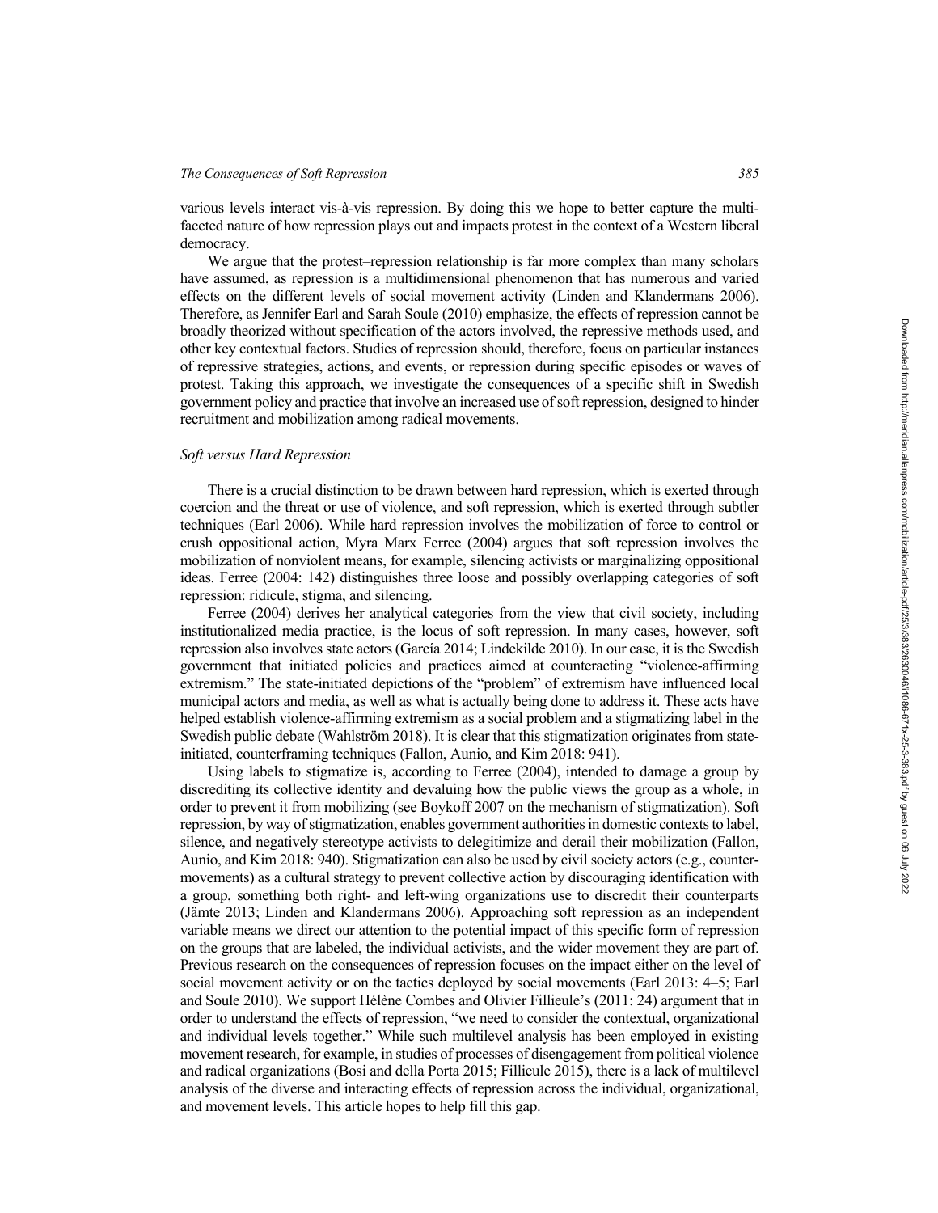various levels interact vis-à-vis repression. By doing this we hope to better capture the multi-faceted nature of how repression plays out and impacts protest in the context of a Western liberal democracy.

We argue that the protest–repression relationship is far more complex than many scholars have assumed, as repression is a multidimensional phenomenon that has numerous and varied effects on the different levels of social movement activity (Linden and Klandermans 2006). Therefore, as Jennifer Earl and Sarah Soule (2010) emphasize, the effects of repression cannot be broadly theorized without specification of the actors involved, the repressive methods used, and other key contextual factors. Studies of repression should, therefore, focus on particular instances of repressive strategies, actions, and events, or repression during specific episodes or waves of protest. Taking this approach, we investigate the consequences of a specific shift in Swedish government policy and practice that involve an increased use of soft repression, designed to hinder recruitment and mobilization among radical movements.

### *Soft versus Hard Repression*

There is a crucial distinction to be drawn between hard repression, which is exerted through coercion and the threat or use of violence, and soft repression, which is exerted through subtler techniques (Earl 2006). While hard repression involves the mobilization of force to control or crush oppositional action, Myra Marx Ferree (2004) argues that soft repression involves the mobilization of nonviolent means, for example, silencing activists or marginalizing oppositional ideas. Ferree (2004: 142) distinguishes three loose and possibly overlapping categories of soft repression: ridicule, stigma, and silencing.

Ferree (2004) derives her analytical categories from the view that civil society, including institutionalized media practice, is the locus of soft repression. In many cases, however, soft repression also involves state actors (García 2014; Lindekilde 2010). In our case, it is the Swedish government that initiated policies and practices aimed at counteracting "violence-affirming extremism." The state-initiated depictions of the "problem" of extremism have influenced local municipal actors and media, as well as what is actually being done to address it. These acts have helped establish violence-affirming extremism as a social problem and a stigmatizing label in the Swedish public debate (Wahlström 2018). It is clear that this stigmatization originates from state-initiated, counterframing techniques (Fallon, Aunio, and Kim 2018: 941).

Using labels to stigmatize is, according to Ferree (2004), intended to damage a group by discrediting its collective identity and devaluing how the public views the group as a whole, in order to prevent it from mobilizing (see Boykoff 2007 on the mechanism of stigmatization). Soft repression, by way of stigmatization, enables government authorities in domestic contexts to label, silence, and negatively stereotype activists to delegitimize and derail their mobilization (Fallon, Aunio, and Kim 2018: 940). Stigmatization can also be used by civil society actors (e.g., counter-movements) as a cultural strategy to prevent collective action by discouraging identification with a group, something both right- and left-wing organizations use to discredit their counterparts (Jämte 2013; Linden and Klandermans 2006). Approaching soft repression as an independent variable means we direct our attention to the potential impact of this specific form of repression on the groups that are labeled, the individual activists, and the wider movement they are part of. Previous research on the consequences of repression focuses on the impact either on the level of social movement activity or on the tactics deployed by social movements (Earl 2013: 4–5; Earl and Soule 2010). We support Hélène Combes and Olivier Fillieule's (2011: 24) argument that in order to understand the effects of repression, "we need to consider the contextual, organizational and individual levels together." While such multilevel analysis has been employed in existing movement research, for example, in studies of processes of disengagement from political violence and radical organizations (Bosi and della Porta 2015; Fillieule 2015), there is a lack of multilevel analysis of the diverse and interacting effects of repression across the individual, organizational, and movement levels. This article hopes to help fill this gap.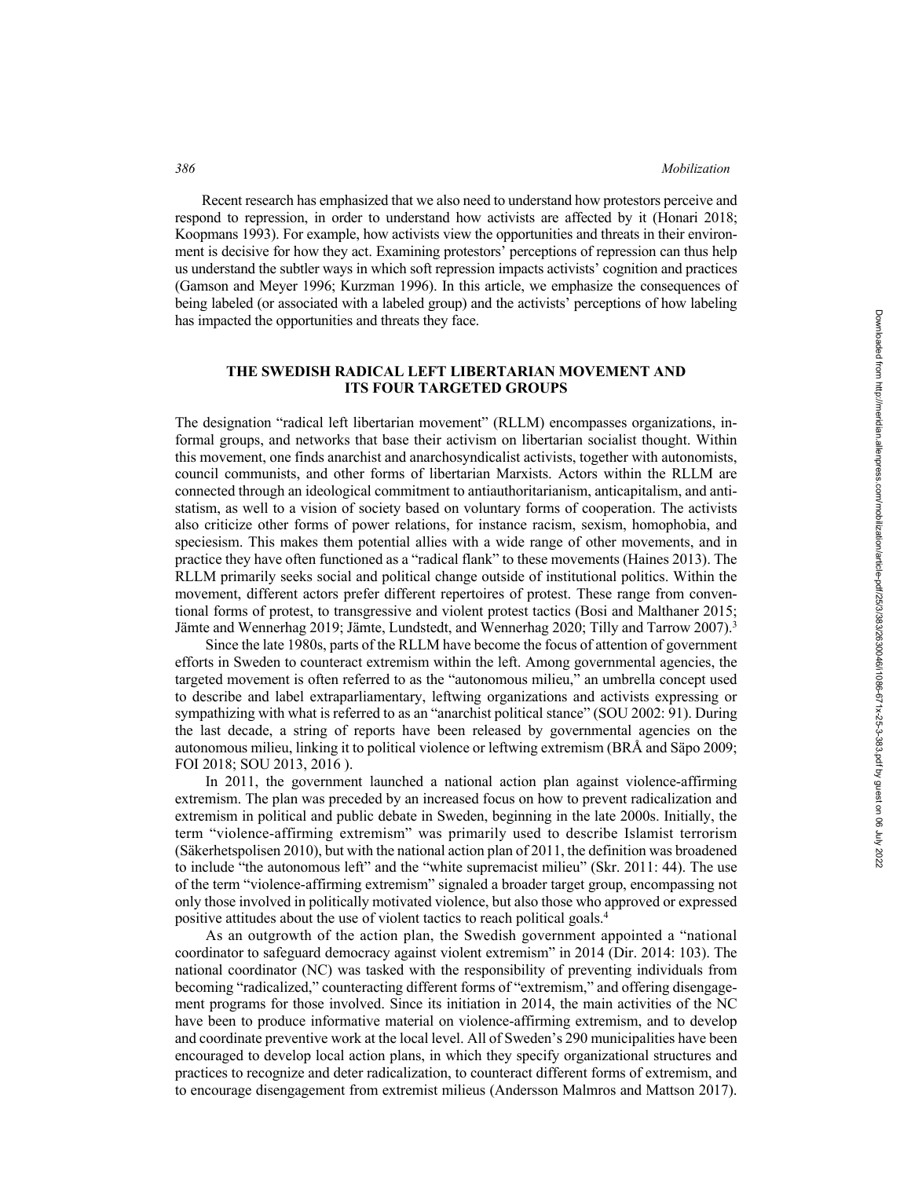Recent research has emphasized that we also need to understand how protestors perceive and respond to repression, in order to understand how activists are affected by it (Honari 2018; Koopmans 1993). For example, how activists view the opportunities and threats in their environment is decisive for how they act. Examining protestors' perceptions of repression can thus help us understand the subtler ways in which soft repression impacts activists' cognition and practices (Gamson and Meyer 1996; Kurzman 1996). In this article, we emphasize the consequences of being labeled (or associated with a labeled group) and the activists' perceptions of how labeling has impacted the opportunities and threats they face.

## THE SWEDISH RADICAL LEFT LIBERTARIAN MOVEMENT AND ITS FOUR TARGETED GROUPS

The designation "radical left libertarian movement" (RLLM) encompasses organizations, informal groups, and networks that base their activism on libertarian socialist thought. Within this movement, one finds anarchist and anarchosyndicalist activists, together with autonomists, council communists, and other forms of libertarian Marxists. Actors within the RLLM are connected through an ideological commitment to antiauthoritarianism, anticapitalism, and antistatism, as well to a vision of society based on voluntary forms of cooperation. The activists also criticize other forms of power relations, for instance racism, sexism, homophobia, and speciesism. This makes them potential allies with a wide range of other movements, and in practice they have often functioned as a "radical flank" to these movements (Haines 2013). The RLLM primarily seeks social and political change outside of institutional politics. Within the movement, different actors prefer different repertoires of protest. These range from conventional forms of protest, to transgressive and violent protest tactics (Bosi and Malthaner 2015; Jämte and Wennerhag 2019; Jämte, Lundstedt, and Wennerhag 2020; Tilly and Tarrow 2007).[3]

Since the late 1980s, parts of the RLLM have become the focus of attention of government efforts in Sweden to counteract extremism within the left. Among governmental agencies, the targeted movement is often referred to as the "autonomous milieu," an umbrella concept used to describe and label extraparliamentary, leftwing organizations and activists expressing or sympathizing with what is referred to as an "anarchist political stance" (SOU 2002: 91). During the last decade, a string of reports have been released by governmental agencies on the autonomous milieu, linking it to political violence or leftwing extremism (BRÅ and Säpo 2009; FOI 2018; SOU 2013, 2016 ).

In 2011, the government launched a national action plan against violence-affirming extremism. The plan was preceded by an increased focus on how to prevent radicalization and extremism in political and public debate in Sweden, beginning in the late 2000s. Initially, the term "violence-affirming extremism" was primarily used to describe Islamist terrorism (Säkerhetspolisen 2010), but with the national action plan of 2011, the definition was broadened to include "the autonomous left" and the "white supremacist milieu" (Skr. 2011: 44). The use of the term "violence-affirming extremism" signaled a broader target group, encompassing not only those involved in politically motivated violence, but also those who approved or expressed positive attitudes about the use of violent tactics to reach political goals.[4]

As an outgrowth of the action plan, the Swedish government appointed a "national coordinator to safeguard democracy against violent extremism" in 2014 (Dir. 2014: 103). The national coordinator (NC) was tasked with the responsibility of preventing individuals from becoming "radicalized," counteracting different forms of "extremism," and offering disengagement programs for those involved. Since its initiation in 2014, the main activities of the NC have been to produce informative material on violence-affirming extremism, and to develop and coordinate preventive work at the local level. All of Sweden's 290 municipalities have been encouraged to develop local action plans, in which they specify organizational structures and practices to recognize and deter radicalization, to counteract different forms of extremism, and to encourage disengagement from extremist milieus (Andersson Malmros and Mattson 2017).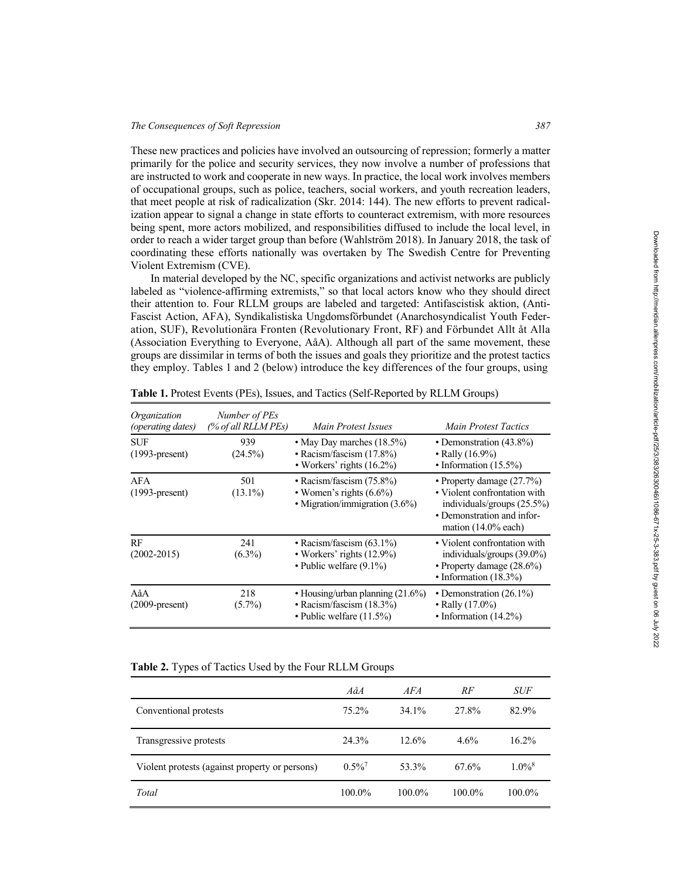These new practices and policies have involved an outsourcing of repression; formerly a matter primarily for the police and security services, they now involve a number of professions that are instructed to work and cooperate in new ways. In practice, the local work involves members of occupational groups, such as police, teachers, social workers, and youth recreation leaders, that meet people at risk of radicalization (Skr. 2014: 144). The new efforts to prevent radicalization appear to signal a change in state efforts to counteract extremism, with more resources being spent, more actors mobilized, and responsibilities diffused to include the local level, in order to reach a wider target group than before (Wahlström 2018). In January 2018, the task of coordinating these efforts nationally was overtaken by The Swedish Centre for Preventing Violent Extremism (CVE).

In material developed by the NC, specific organizations and activist networks are publicly labeled as "violence-affirming extremists," so that local actors know who they should direct their attention to. Four RLLM groups are labeled and targeted: Antifascistisk aktion, (Anti-Fascist Action, AFA), Syndikalistiska Ungdomsförbundet (Anarchosyndicalist Youth Federation, SUF), Revolutionära Fronten (Revolutionary Front, RF) and Förbundet Allt åt Alla (Association Everything to Everyone, AåA). Although all part of the same movement, these groups are dissimilar in terms of both the issues and goals they prioritize and the protest tactics they employ. Tables 1 and 2 (below) introduce the key differences of the four groups, using

**Table 1.** Protest Events (PEs), Issues, and Tactics (Self-Reported by RLLM Groups)

| *Organization (operating dates)* | *Number of PEs (% of all RLLM PEs)* | *Main Protest Issues* | *Main Protest Tactics* |
|---|---|---|---|
| SUF (1993-present) | 939 (24.5%) | • May Day marches (18.5%) • Racism/fascism (17.8%) • Workers' rights (16.2%) | • Demonstration (43.8%) • Rally (16.9%) • Information (15.5%) |
| AFA (1993-present) | 501 (13.1%) | • Racism/fascism (75.8%) • Women's rights (6.6%) • Migration/immigration (3.6%) | • Property damage (27.7%) • Violent confrontation with individuals/groups (25.5%) • Demonstration and information (14.0% each) |
| RF (2002-2015) | 241 (6.3%) | • Racism/fascism (63.1%) • Workers' rights (12.9%) • Public welfare (9.1%) | • Violent confrontation with individuals/groups (39.0%) • Property damage (28.6%) • Information (18.3%) |
| AåA (2009-present) | 218 (5.7%) | • Housing/urban planning (21.6%) • Racism/fascism (18.3%) • Public welfare (11.5%) | • Demonstration (26.1%) • Rally (17.0%) • Information (14.2%) |

**Table 2.** Types of Tactics Used by the Four RLLM Groups

| | *AåA* | *AFA* | *RF* | *SUF* |
|---|---|---|---|---|
| Conventional protests | 75.2% | 34.1% | 27.8% | 82.9% |
| Transgressive protests | 24.3% | 12.6% | 4.6% | 16.2% |
| Violent protests (against property or persons) | 0.5%[7] | 53.3% | 67.6% | 1.0%[8] |
| *Total* | 100.0% | 100.0% | 100.0% | 100.0% |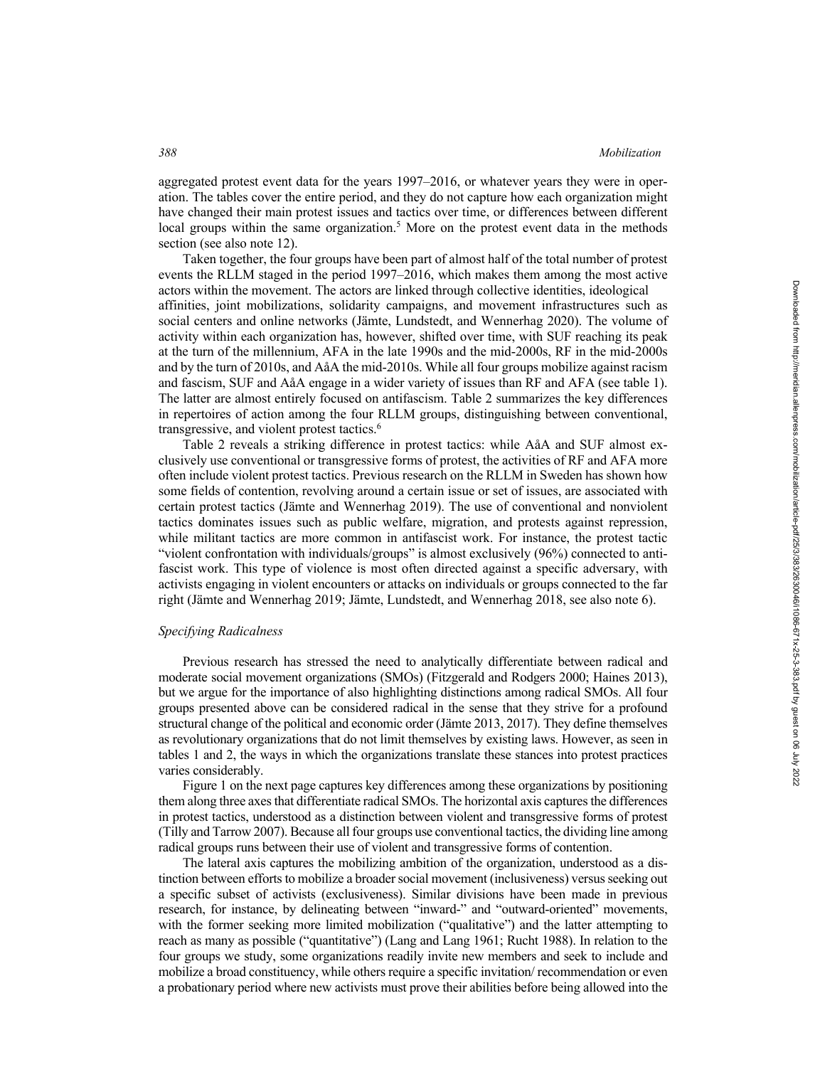aggregated protest event data for the years 1997–2016, or whatever years they were in operation. The tables cover the entire period, and they do not capture how each organization might have changed their main protest issues and tactics over time, or differences between different local groups within the same organization.[5] More on the protest event data in the methods section (see also note 12).

Taken together, the four groups have been part of almost half of the total number of protest events the RLLM staged in the period 1997–2016, which makes them among the most active actors within the movement. The actors are linked through collective identities, ideological affinities, joint mobilizations, solidarity campaigns, and movement infrastructures such as social centers and online networks (Jämte, Lundstedt, and Wennerhag 2020). The volume of activity within each organization has, however, shifted over time, with SUF reaching its peak at the turn of the millennium, AFA in the late 1990s and the mid-2000s, RF in the mid-2000s and by the turn of 2010s, and AåA the mid-2010s. While all four groups mobilize against racism and fascism, SUF and AåA engage in a wider variety of issues than RF and AFA (see table 1). The latter are almost entirely focused on antifascism. Table 2 summarizes the key differences in repertoires of action among the four RLLM groups, distinguishing between conventional, transgressive, and violent protest tactics.[6]

Table 2 reveals a striking difference in protest tactics: while AåA and SUF almost exclusively use conventional or transgressive forms of protest, the activities of RF and AFA more often include violent protest tactics. Previous research on the RLLM in Sweden has shown how some fields of contention, revolving around a certain issue or set of issues, are associated with certain protest tactics (Jämte and Wennerhag 2019). The use of conventional and nonviolent tactics dominates issues such as public welfare, migration, and protests against repression, while militant tactics are more common in antifascist work. For instance, the protest tactic "violent confrontation with individuals/groups" is almost exclusively (96%) connected to antifascist work. This type of violence is most often directed against a specific adversary, with activists engaging in violent encounters or attacks on individuals or groups connected to the far right (Jämte and Wennerhag 2019; Jämte, Lundstedt, and Wennerhag 2018, see also note 6).

### *Specifying Radicalness*

Previous research has stressed the need to analytically differentiate between radical and moderate social movement organizations (SMOs) (Fitzgerald and Rodgers 2000; Haines 2013), but we argue for the importance of also highlighting distinctions among radical SMOs. All four groups presented above can be considered radical in the sense that they strive for a profound structural change of the political and economic order (Jämte 2013, 2017). They define themselves as revolutionary organizations that do not limit themselves by existing laws. However, as seen in tables 1 and 2, the ways in which the organizations translate these stances into protest practices varies considerably.

Figure 1 on the next page captures key differences among these organizations by positioning them along three axes that differentiate radical SMOs. The horizontal axis captures the differences in protest tactics, understood as a distinction between violent and transgressive forms of protest (Tilly and Tarrow 2007). Because all four groups use conventional tactics, the dividing line among radical groups runs between their use of violent and transgressive forms of contention.

The lateral axis captures the mobilizing ambition of the organization, understood as a distinction between efforts to mobilize a broader social movement (inclusiveness) versus seeking out a specific subset of activists (exclusiveness). Similar divisions have been made in previous research, for instance, by delineating between "inward-" and "outward-oriented" movements, with the former seeking more limited mobilization ("qualitative") and the latter attempting to reach as many as possible ("quantitative") (Lang and Lang 1961; Rucht 1988). In relation to the four groups we study, some organizations readily invite new members and seek to include and mobilize a broad constituency, while others require a specific invitation/ recommendation or even a probationary period where new activists must prove their abilities before being allowed into the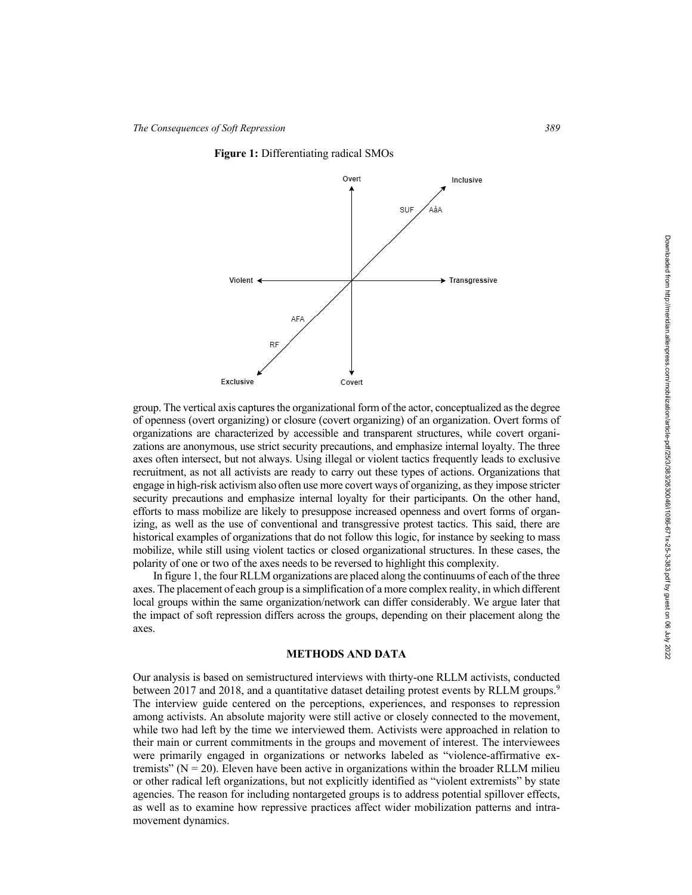**Figure 1:** Differentiating radical SMOs

group. The vertical axis captures the organizational form of the actor, conceptualized as the degree of openness (overt organizing) or closure (covert organizing) of an organization. Overt forms of organizations are characterized by accessible and transparent structures, while covert organizations are anonymous, use strict security precautions, and emphasize internal loyalty. The three axes often intersect, but not always. Using illegal or violent tactics frequently leads to exclusive recruitment, as not all activists are ready to carry out these types of actions. Organizations that engage in high-risk activism also often use more covert ways of organizing, as they impose stricter security precautions and emphasize internal loyalty for their participants. On the other hand, efforts to mass mobilize are likely to presuppose increased openness and overt forms of organizing, as well as the use of conventional and transgressive protest tactics. This said, there are historical examples of organizations that do not follow this logic, for instance by seeking to mass mobilize, while still using violent tactics or closed organizational structures. In these cases, the polarity of one or two of the axes needs to be reversed to highlight this complexity.

In figure 1, the four RLLM organizations are placed along the continuums of each of the three axes. The placement of each group is a simplification of a more complex reality, in which different local groups within the same organization/network can differ considerably. We argue later that the impact of soft repression differs across the groups, depending on their placement along the axes.

## METHODS AND DATA

Our analysis is based on semistructured interviews with thirty-one RLLM activists, conducted between 2017 and 2018, and a quantitative dataset detailing protest events by RLLM groups.[9] The interview guide centered on the perceptions, experiences, and responses to repression among activists. An absolute majority were still active or closely connected to the movement, while two had left by the time we interviewed them. Activists were approached in relation to their main or current commitments in the groups and movement of interest. The interviewees were primarily engaged in organizations or networks labeled as "violence-affirmative extremists" (N = 20). Eleven have been active in organizations within the broader RLLM milieu or other radical left organizations, but not explicitly identified as "violent extremists" by state agencies. The reason for including nontargeted groups is to address potential spillover effects, as well as to examine how repressive practices affect wider mobilization patterns and intra-movement dynamics.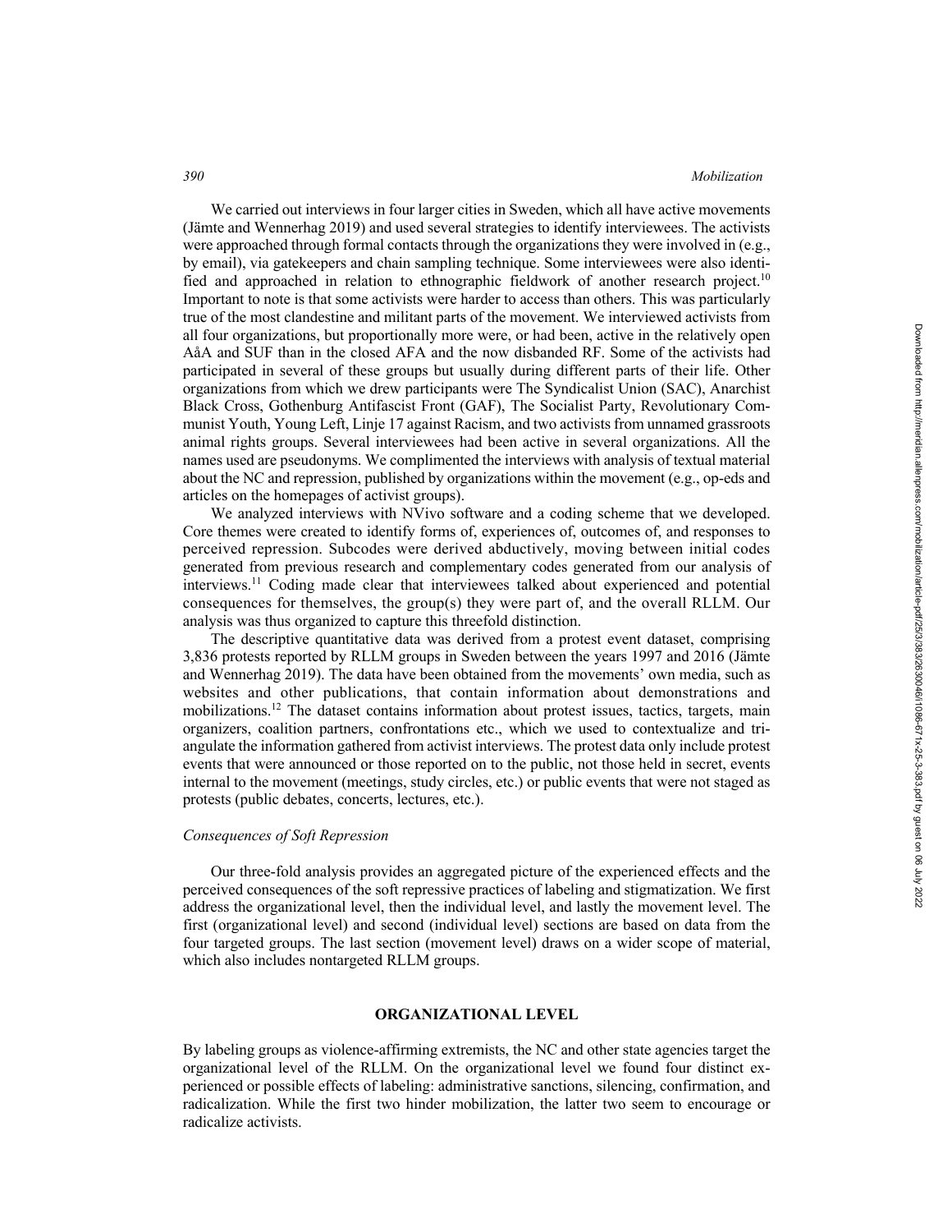We carried out interviews in four larger cities in Sweden, which all have active movements (Jämte and Wennerhag 2019) and used several strategies to identify interviewees. The activists were approached through formal contacts through the organizations they were involved in (e.g., by email), via gatekeepers and chain sampling technique. Some interviewees were also identified and approached in relation to ethnographic fieldwork of another research project.[10] Important to note is that some activists were harder to access than others. This was particularly true of the most clandestine and militant parts of the movement. We interviewed activists from all four organizations, but proportionally more were, or had been, active in the relatively open AåA and SUF than in the closed AFA and the now disbanded RF. Some of the activists had participated in several of these groups but usually during different parts of their life. Other organizations from which we drew participants were The Syndicalist Union (SAC), Anarchist Black Cross, Gothenburg Antifascist Front (GAF), The Socialist Party, Revolutionary Communist Youth, Young Left, Linje 17 against Racism, and two activists from unnamed grassroots animal rights groups. Several interviewees had been active in several organizations. All the names used are pseudonyms. We complimented the interviews with analysis of textual material about the NC and repression, published by organizations within the movement (e.g., op-eds and articles on the homepages of activist groups).

We analyzed interviews with NVivo software and a coding scheme that we developed. Core themes were created to identify forms of, experiences of, outcomes of, and responses to perceived repression. Subcodes were derived abductively, moving between initial codes generated from previous research and complementary codes generated from our analysis of interviews.[11] Coding made clear that interviewees talked about experienced and potential consequences for themselves, the group(s) they were part of, and the overall RLLM. Our analysis was thus organized to capture this threefold distinction.

The descriptive quantitative data was derived from a protest event dataset, comprising 3,836 protests reported by RLLM groups in Sweden between the years 1997 and 2016 (Jämte and Wennerhag 2019). The data have been obtained from the movements' own media, such as websites and other publications, that contain information about demonstrations and mobilizations.[12] The dataset contains information about protest issues, tactics, targets, main organizers, coalition partners, confrontations etc., which we used to contextualize and triangulate the information gathered from activist interviews. The protest data only include protest events that were announced or those reported on to the public, not those held in secret, events internal to the movement (meetings, study circles, etc.) or public events that were not staged as protests (public debates, concerts, lectures, etc.).

### *Consequences of Soft Repression*

Our three-fold analysis provides an aggregated picture of the experienced effects and the perceived consequences of the soft repressive practices of labeling and stigmatization. We first address the organizational level, then the individual level, and lastly the movement level. The first (organizational level) and second (individual level) sections are based on data from the four targeted groups. The last section (movement level) draws on a wider scope of material, which also includes nontargeted RLLM groups.

## ORGANIZATIONAL LEVEL

By labeling groups as violence-affirming extremists, the NC and other state agencies target the organizational level of the RLLM. On the organizational level we found four distinct experienced or possible effects of labeling: administrative sanctions, silencing, confirmation, and radicalization. While the first two hinder mobilization, the latter two seem to encourage or radicalize activists.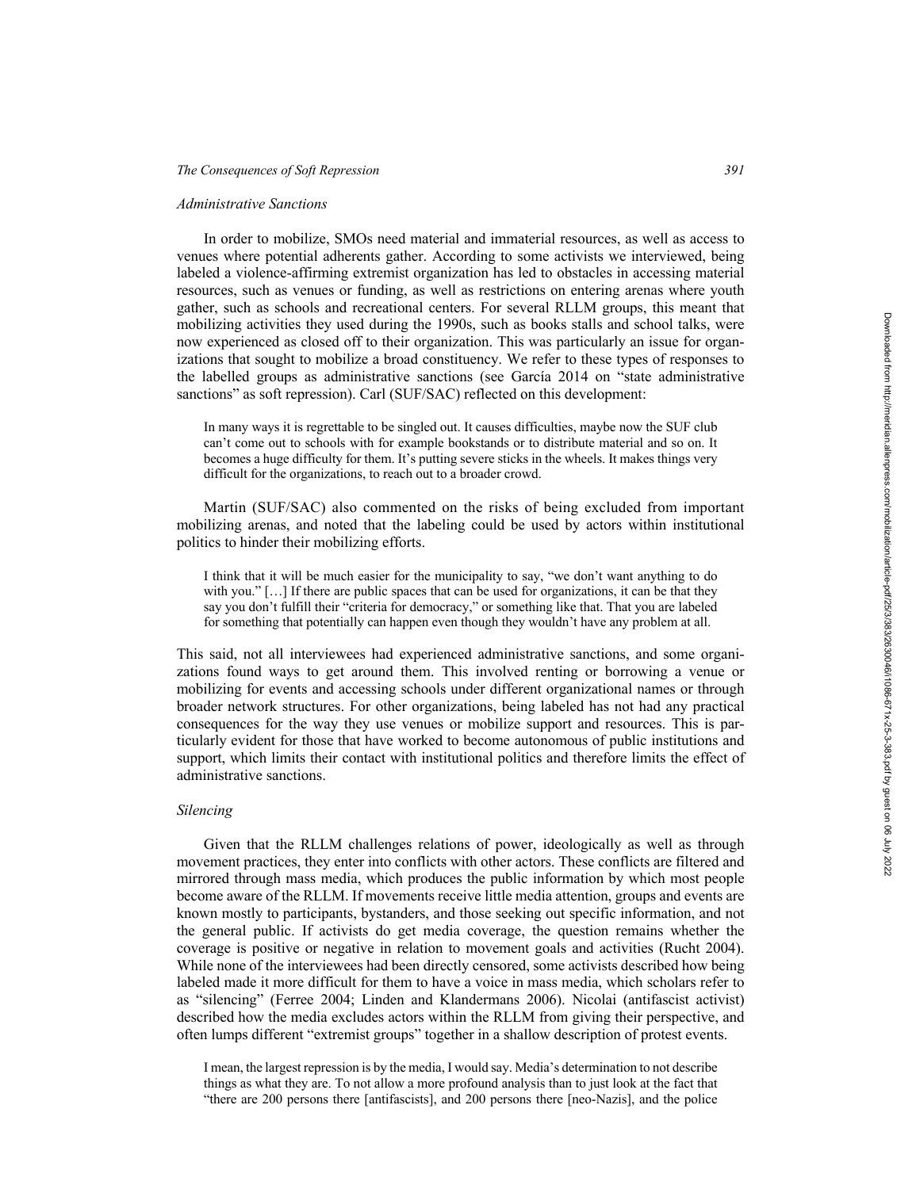### *Administrative Sanctions*

In order to mobilize, SMOs need material and immaterial resources, as well as access to venues where potential adherents gather. According to some activists we interviewed, being labeled a violence-affirming extremist organization has led to obstacles in accessing material resources, such as venues or funding, as well as restrictions on entering arenas where youth gather, such as schools and recreational centers. For several RLLM groups, this meant that mobilizing activities they used during the 1990s, such as books stalls and school talks, were now experienced as closed off to their organization. This was particularly an issue for organizations that sought to mobilize a broad constituency. We refer to these types of responses to the labelled groups as administrative sanctions (see García 2014 on "state administrative sanctions" as soft repression). Carl (SUF/SAC) reflected on this development:

> In many ways it is regrettable to be singled out. It causes difficulties, maybe now the SUF club can't come out to schools with for example bookstands or to distribute material and so on. It becomes a huge difficulty for them. It's putting severe sticks in the wheels. It makes things very difficult for the organizations, to reach out to a broader crowd.

Martin (SUF/SAC) also commented on the risks of being excluded from important mobilizing arenas, and noted that the labeling could be used by actors within institutional politics to hinder their mobilizing efforts.

> I think that it will be much easier for the municipality to say, "we don't want anything to do with you." […] If there are public spaces that can be used for organizations, it can be that they say you don't fulfill their "criteria for democracy," or something like that. That you are labeled for something that potentially can happen even though they wouldn't have any problem at all.

This said, not all interviewees had experienced administrative sanctions, and some organizations found ways to get around them. This involved renting or borrowing a venue or mobilizing for events and accessing schools under different organizational names or through broader network structures. For other organizations, being labeled has not had any practical consequences for the way they use venues or mobilize support and resources. This is particularly evident for those that have worked to become autonomous of public institutions and support, which limits their contact with institutional politics and therefore limits the effect of administrative sanctions.

### *Silencing*

Given that the RLLM challenges relations of power, ideologically as well as through movement practices, they enter into conflicts with other actors. These conflicts are filtered and mirrored through mass media, which produces the public information by which most people become aware of the RLLM. If movements receive little media attention, groups and events are known mostly to participants, bystanders, and those seeking out specific information, and not the general public. If activists do get media coverage, the question remains whether the coverage is positive or negative in relation to movement goals and activities (Rucht 2004). While none of the interviewees had been directly censored, some activists described how being labeled made it more difficult for them to have a voice in mass media, which scholars refer to as "silencing" (Ferree 2004; Linden and Klandermans 2006). Nicolai (antifascist activist) described how the media excludes actors within the RLLM from giving their perspective, and often lumps different "extremist groups" together in a shallow description of protest events.

> I mean, the largest repression is by the media, I would say. Media's determination to not describe things as what they are. To not allow a more profound analysis than to just look at the fact that "there are 200 persons there [antifascists], and 200 persons there [neo-Nazis], and the police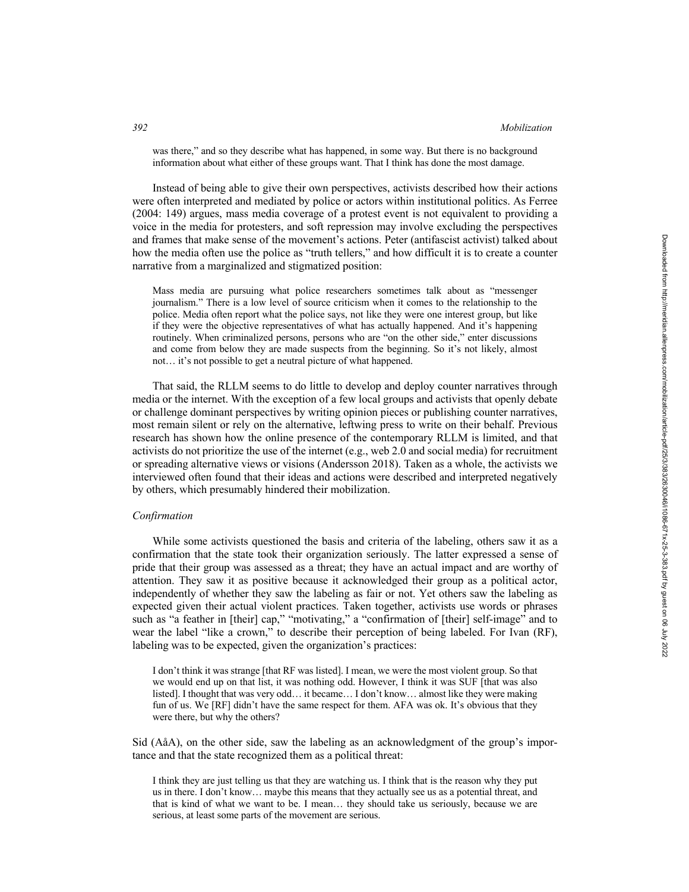was there," and so they describe what has happened, in some way. But there is no background information about what either of these groups want. That I think has done the most damage.

Instead of being able to give their own perspectives, activists described how their actions were often interpreted and mediated by police or actors within institutional politics. As Ferree (2004: 149) argues, mass media coverage of a protest event is not equivalent to providing a voice in the media for protesters, and soft repression may involve excluding the perspectives and frames that make sense of the movement's actions. Peter (antifascist activist) talked about how the media often use the police as "truth tellers," and how difficult it is to create a counter narrative from a marginalized and stigmatized position:

> Mass media are pursuing what police researchers sometimes talk about as "messenger journalism." There is a low level of source criticism when it comes to the relationship to the police. Media often report what the police says, not like they were one interest group, but like if they were the objective representatives of what has actually happened. And it's happening routinely. When criminalized persons, persons who are "on the other side," enter discussions and come from below they are made suspects from the beginning. So it's not likely, almost not… it's not possible to get a neutral picture of what happened.

That said, the RLLM seems to do little to develop and deploy counter narratives through media or the internet. With the exception of a few local groups and activists that openly debate or challenge dominant perspectives by writing opinion pieces or publishing counter narratives, most remain silent or rely on the alternative, leftwing press to write on their behalf. Previous research has shown how the online presence of the contemporary RLLM is limited, and that activists do not prioritize the use of the internet (e.g., web 2.0 and social media) for recruitment or spreading alternative views or visions (Andersson 2018). Taken as a whole, the activists we interviewed often found that their ideas and actions were described and interpreted negatively by others, which presumably hindered their mobilization.

*Confirmation*

While some activists questioned the basis and criteria of the labeling, others saw it as a confirmation that the state took their organization seriously. The latter expressed a sense of pride that their group was assessed as a threat; they have an actual impact and are worthy of attention. They saw it as positive because it acknowledged their group as a political actor, independently of whether they saw the labeling as fair or not. Yet others saw the labeling as expected given their actual violent practices. Taken together, activists use words or phrases such as "a feather in [their] cap," "motivating," a "confirmation of [their] self-image" and to wear the label "like a crown," to describe their perception of being labeled. For Ivan (RF), labeling was to be expected, given the organization's practices:

> I don't think it was strange [that RF was listed]. I mean, we were the most violent group. So that we would end up on that list, it was nothing odd. However, I think it was SUF [that was also listed]. I thought that was very odd… it became… I don't know… almost like they were making fun of us. We [RF] didn't have the same respect for them. AFA was ok. It's obvious that they were there, but why the others?

Sid (AåA), on the other side, saw the labeling as an acknowledgment of the group's importance and that the state recognized them as a political threat:

> I think they are just telling us that they are watching us. I think that is the reason why they put us in there. I don't know… maybe this means that they actually see us as a potential threat, and that is kind of what we want to be. I mean… they should take us seriously, because we are serious, at least some parts of the movement are serious.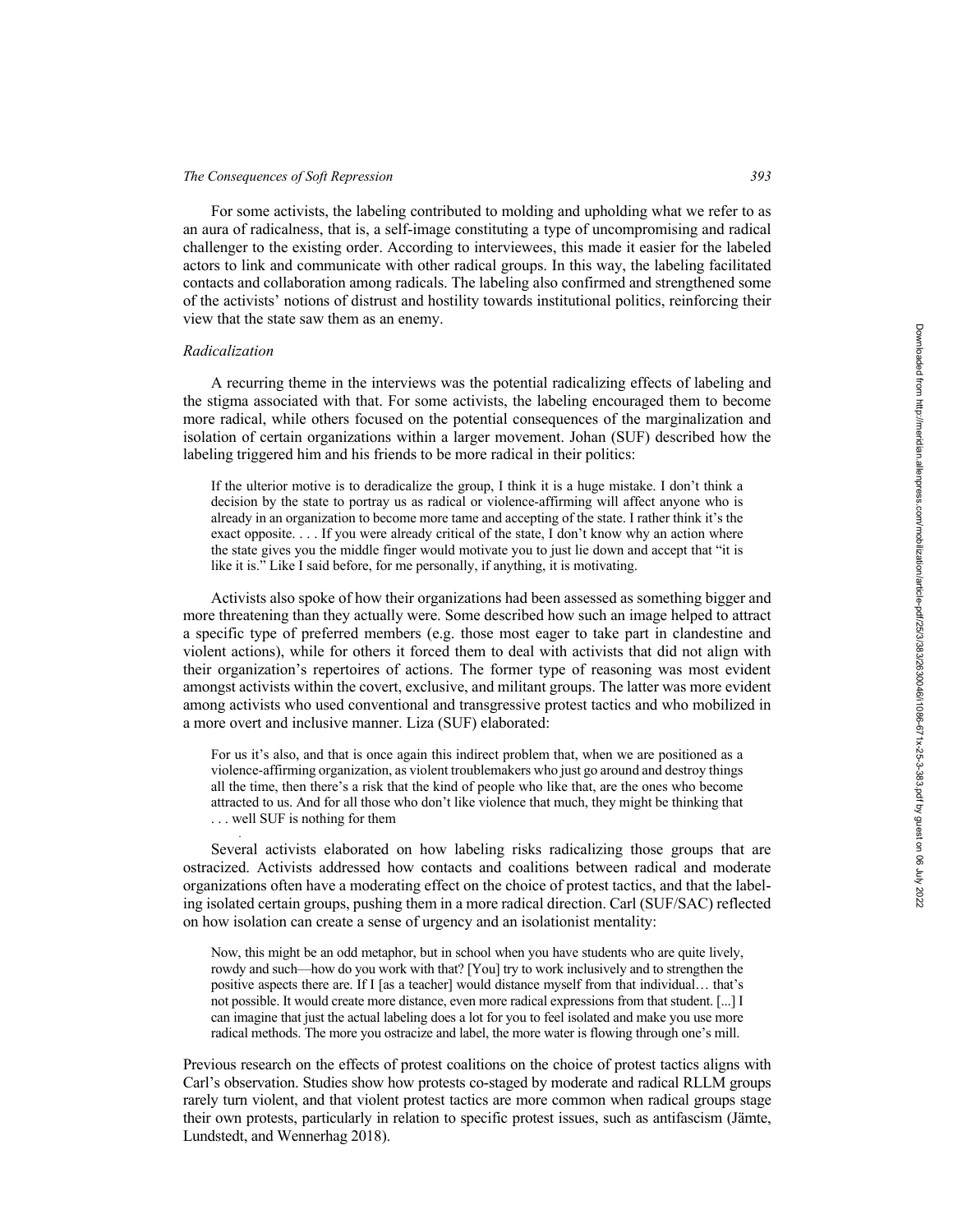For some activists, the labeling contributed to molding and upholding what we refer to as an aura of radicalness, that is, a self-image constituting a type of uncompromising and radical challenger to the existing order. According to interviewees, this made it easier for the labeled actors to link and communicate with other radical groups. In this way, the labeling facilitated contacts and collaboration among radicals. The labeling also confirmed and strengthened some of the activists' notions of distrust and hostility towards institutional politics, reinforcing their view that the state saw them as an enemy.

### *Radicalization*

A recurring theme in the interviews was the potential radicalizing effects of labeling and the stigma associated with that. For some activists, the labeling encouraged them to become more radical, while others focused on the potential consequences of the marginalization and isolation of certain organizations within a larger movement. Johan (SUF) described how the labeling triggered him and his friends to be more radical in their politics:

> If the ulterior motive is to deradicalize the group, I think it is a huge mistake. I don't think a decision by the state to portray us as radical or violence-affirming will affect anyone who is already in an organization to become more tame and accepting of the state. I rather think it's the exact opposite. . . . If you were already critical of the state, I don't know why an action where the state gives you the middle finger would motivate you to just lie down and accept that "it is like it is." Like I said before, for me personally, if anything, it is motivating.

Activists also spoke of how their organizations had been assessed as something bigger and more threatening than they actually were. Some described how such an image helped to attract a specific type of preferred members (e.g. those most eager to take part in clandestine and violent actions), while for others it forced them to deal with activists that did not align with their organization's repertoires of actions. The former type of reasoning was most evident amongst activists within the covert, exclusive, and militant groups. The latter was more evident among activists who used conventional and transgressive protest tactics and who mobilized in a more overt and inclusive manner. Liza (SUF) elaborated:

> For us it's also, and that is once again this indirect problem that, when we are positioned as a violence-affirming organization, as violent troublemakers who just go around and destroy things all the time, then there's a risk that the kind of people who like that, are the ones who become attracted to us. And for all those who don't like violence that much, they might be thinking that . . . well SUF is nothing for them

Several activists elaborated on how labeling risks radicalizing those groups that are ostracized. Activists addressed how contacts and coalitions between radical and moderate organizations often have a moderating effect on the choice of protest tactics, and that the labeling isolated certain groups, pushing them in a more radical direction. Carl (SUF/SAC) reflected on how isolation can create a sense of urgency and an isolationist mentality:

> Now, this might be an odd metaphor, but in school when you have students who are quite lively, rowdy and such—how do you work with that? [You] try to work inclusively and to strengthen the positive aspects there are. If I [as a teacher] would distance myself from that individual… that's not possible. It would create more distance, even more radical expressions from that student. [...] I can imagine that just the actual labeling does a lot for you to feel isolated and make you use more radical methods. The more you ostracize and label, the more water is flowing through one's mill.

Previous research on the effects of protest coalitions on the choice of protest tactics aligns with Carl's observation. Studies show how protests co-staged by moderate and radical RLLM groups rarely turn violent, and that violent protest tactics are more common when radical groups stage their own protests, particularly in relation to specific protest issues, such as antifascism (Jämte, Lundstedt, and Wennerhag 2018).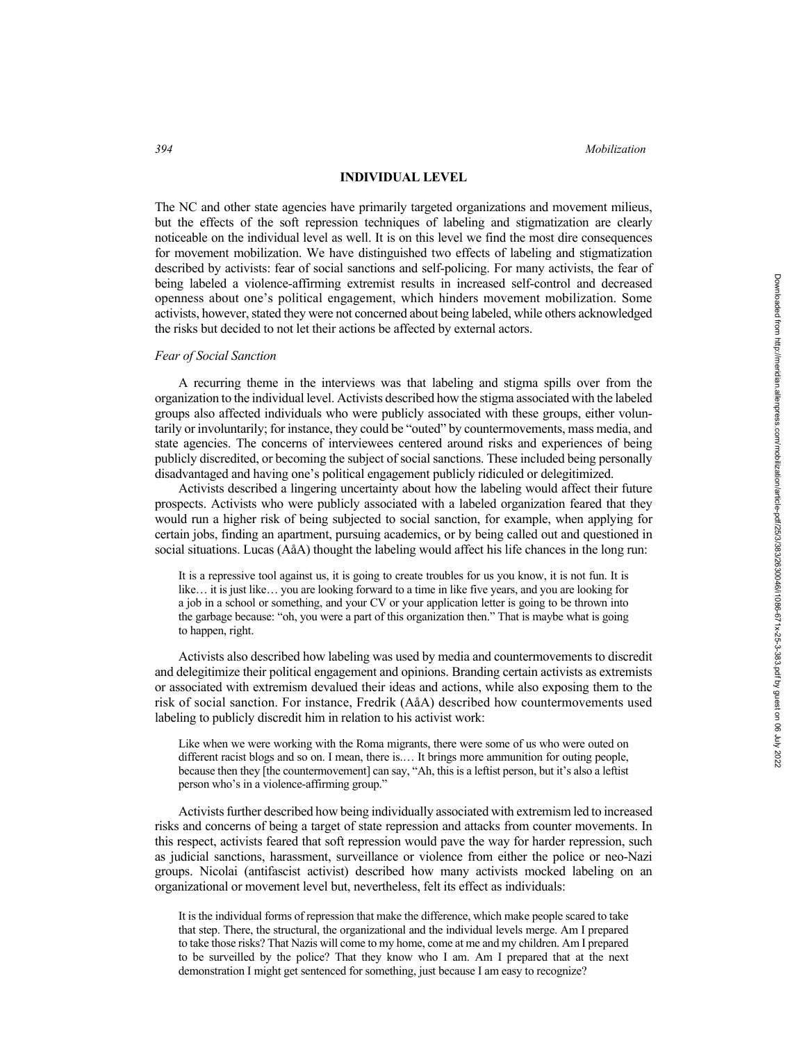## INDIVIDUAL LEVEL

The NC and other state agencies have primarily targeted organizations and movement milieus, but the effects of the soft repression techniques of labeling and stigmatization are clearly noticeable on the individual level as well. It is on this level we find the most dire consequences for movement mobilization. We have distinguished two effects of labeling and stigmatization described by activists: fear of social sanctions and self-policing. For many activists, the fear of being labeled a violence-affirming extremist results in increased self-control and decreased openness about one's political engagement, which hinders movement mobilization. Some activists, however, stated they were not concerned about being labeled, while others acknowledged the risks but decided to not let their actions be affected by external actors.

### *Fear of Social Sanction*

A recurring theme in the interviews was that labeling and stigma spills over from the organization to the individual level. Activists described how the stigma associated with the labeled groups also affected individuals who were publicly associated with these groups, either voluntarily or involuntarily; for instance, they could be "outed" by countermovements, mass media, and state agencies. The concerns of interviewees centered around risks and experiences of being publicly discredited, or becoming the subject of social sanctions. These included being personally disadvantaged and having one's political engagement publicly ridiculed or delegitimized.

Activists described a lingering uncertainty about how the labeling would affect their future prospects. Activists who were publicly associated with a labeled organization feared that they would run a higher risk of being subjected to social sanction, for example, when applying for certain jobs, finding an apartment, pursuing academics, or by being called out and questioned in social situations. Lucas (AåA) thought the labeling would affect his life chances in the long run:

> It is a repressive tool against us, it is going to create troubles for us you know, it is not fun. It is like… it is just like… you are looking forward to a time in like five years, and you are looking for a job in a school or something, and your CV or your application letter is going to be thrown into the garbage because: "oh, you were a part of this organization then." That is maybe what is going to happen, right.

Activists also described how labeling was used by media and countermovements to discredit and delegitimize their political engagement and opinions. Branding certain activists as extremists or associated with extremism devalued their ideas and actions, while also exposing them to the risk of social sanction. For instance, Fredrik (AåA) described how countermovements used labeling to publicly discredit him in relation to his activist work:

> Like when we were working with the Roma migrants, there were some of us who were outed on different racist blogs and so on. I mean, there is.… It brings more ammunition for outing people, because then they [the countermovement] can say, "Ah, this is a leftist person, but it's also a leftist person who's in a violence-affirming group."

Activists further described how being individually associated with extremism led to increased risks and concerns of being a target of state repression and attacks from counter movements. In this respect, activists feared that soft repression would pave the way for harder repression, such as judicial sanctions, harassment, surveillance or violence from either the police or neo-Nazi groups. Nicolai (antifascist activist) described how many activists mocked labeling on an organizational or movement level but, nevertheless, felt its effect as individuals:

> It is the individual forms of repression that make the difference, which make people scared to take that step. There, the structural, the organizational and the individual levels merge. Am I prepared to take those risks? That Nazis will come to my home, come at me and my children. Am I prepared to be surveilled by the police? That they know who I am. Am I prepared that at the next demonstration I might get sentenced for something, just because I am easy to recognize?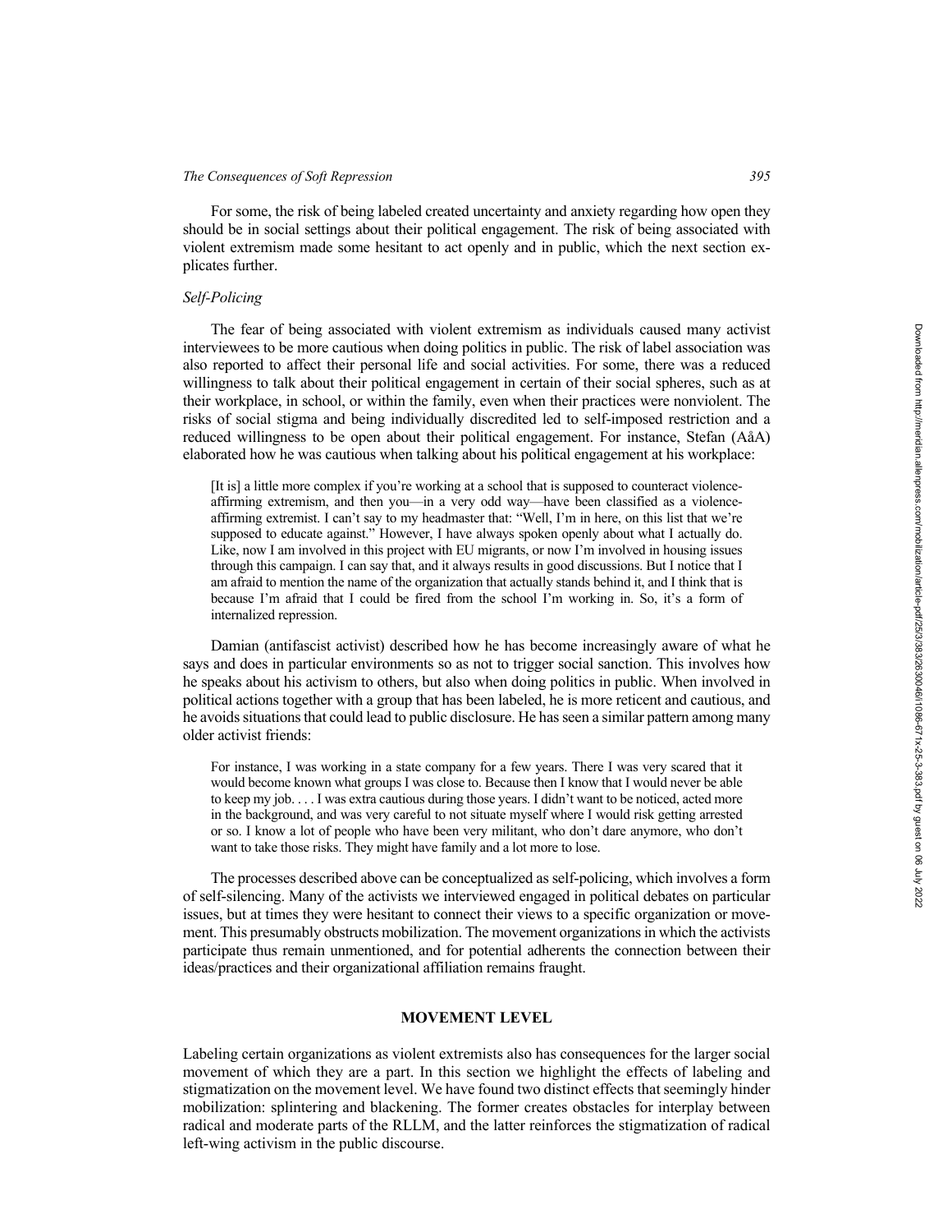For some, the risk of being labeled created uncertainty and anxiety regarding how open they should be in social settings about their political engagement. The risk of being associated with violent extremism made some hesitant to act openly and in public, which the next section explicates further.

### *Self-Policing*

The fear of being associated with violent extremism as individuals caused many activist interviewees to be more cautious when doing politics in public. The risk of label association was also reported to affect their personal life and social activities. For some, there was a reduced willingness to talk about their political engagement in certain of their social spheres, such as at their workplace, in school, or within the family, even when their practices were nonviolent. The risks of social stigma and being individually discredited led to self-imposed restriction and a reduced willingness to be open about their political engagement. For instance, Stefan (AåA) elaborated how he was cautious when talking about his political engagement at his workplace:

> [It is] a little more complex if you're working at a school that is supposed to counteract violence-affirming extremism, and then you—in a very odd way—have been classified as a violence-affirming extremist. I can't say to my headmaster that: "Well, I'm in here, on this list that we're supposed to educate against." However, I have always spoken openly about what I actually do. Like, now I am involved in this project with EU migrants, or now I'm involved in housing issues through this campaign. I can say that, and it always results in good discussions. But I notice that I am afraid to mention the name of the organization that actually stands behind it, and I think that is because I'm afraid that I could be fired from the school I'm working in. So, it's a form of internalized repression.

Damian (antifascist activist) described how he has become increasingly aware of what he says and does in particular environments so as not to trigger social sanction. This involves how he speaks about his activism to others, but also when doing politics in public. When involved in political actions together with a group that has been labeled, he is more reticent and cautious, and he avoids situations that could lead to public disclosure. He has seen a similar pattern among many older activist friends:

> For instance, I was working in a state company for a few years. There I was very scared that it would become known what groups I was close to. Because then I know that I would never be able to keep my job. . . . I was extra cautious during those years. I didn't want to be noticed, acted more in the background, and was very careful to not situate myself where I would risk getting arrested or so. I know a lot of people who have been very militant, who don't dare anymore, who don't want to take those risks. They might have family and a lot more to lose.

The processes described above can be conceptualized as self-policing, which involves a form of self-silencing. Many of the activists we interviewed engaged in political debates on particular issues, but at times they were hesitant to connect their views to a specific organization or movement. This presumably obstructs mobilization. The movement organizations in which the activists participate thus remain unmentioned, and for potential adherents the connection between their ideas/practices and their organizational affiliation remains fraught.

## MOVEMENT LEVEL

Labeling certain organizations as violent extremists also has consequences for the larger social movement of which they are a part. In this section we highlight the effects of labeling and stigmatization on the movement level. We have found two distinct effects that seemingly hinder mobilization: splintering and blackening. The former creates obstacles for interplay between radical and moderate parts of the RLLM, and the latter reinforces the stigmatization of radical left-wing activism in the public discourse.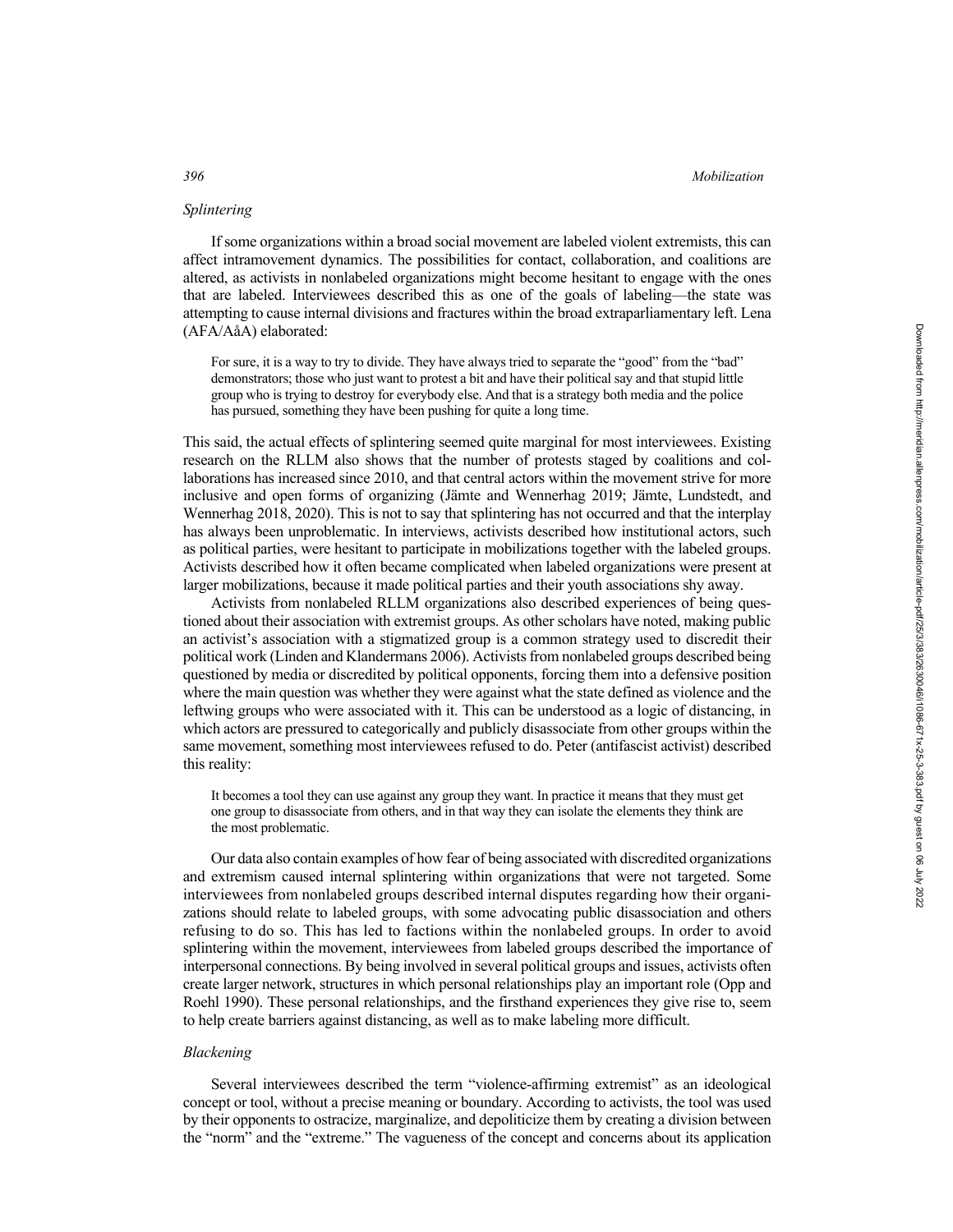### *Splintering*

If some organizations within a broad social movement are labeled violent extremists, this can affect intramovement dynamics. The possibilities for contact, collaboration, and coalitions are altered, as activists in nonlabeled organizations might become hesitant to engage with the ones that are labeled. Interviewees described this as one of the goals of labeling—the state was attempting to cause internal divisions and fractures within the broad extraparliamentary left. Lena (AFA/AåA) elaborated:

> For sure, it is a way to try to divide. They have always tried to separate the "good" from the "bad" demonstrators; those who just want to protest a bit and have their political say and that stupid little group who is trying to destroy for everybody else. And that is a strategy both media and the police has pursued, something they have been pushing for quite a long time.

This said, the actual effects of splintering seemed quite marginal for most interviewees. Existing research on the RLLM also shows that the number of protests staged by coalitions and collaborations has increased since 2010, and that central actors within the movement strive for more inclusive and open forms of organizing (Jämte and Wennerhag 2019; Jämte, Lundstedt, and Wennerhag 2018, 2020). This is not to say that splintering has not occurred and that the interplay has always been unproblematic. In interviews, activists described how institutional actors, such as political parties, were hesitant to participate in mobilizations together with the labeled groups. Activists described how it often became complicated when labeled organizations were present at larger mobilizations, because it made political parties and their youth associations shy away.

Activists from nonlabeled RLLM organizations also described experiences of being questioned about their association with extremist groups. As other scholars have noted, making public an activist's association with a stigmatized group is a common strategy used to discredit their political work (Linden and Klandermans 2006). Activists from nonlabeled groups described being questioned by media or discredited by political opponents, forcing them into a defensive position where the main question was whether they were against what the state defined as violence and the leftwing groups who were associated with it. This can be understood as a logic of distancing, in which actors are pressured to categorically and publicly disassociate from other groups within the same movement, something most interviewees refused to do. Peter (antifascist activist) described this reality:

> It becomes a tool they can use against any group they want. In practice it means that they must get one group to disassociate from others, and in that way they can isolate the elements they think are the most problematic.

Our data also contain examples of how fear of being associated with discredited organizations and extremism caused internal splintering within organizations that were not targeted. Some interviewees from nonlabeled groups described internal disputes regarding how their organizations should relate to labeled groups, with some advocating public disassociation and others refusing to do so. This has led to factions within the nonlabeled groups. In order to avoid splintering within the movement, interviewees from labeled groups described the importance of interpersonal connections. By being involved in several political groups and issues, activists often create larger network, structures in which personal relationships play an important role (Opp and Roehl 1990). These personal relationships, and the firsthand experiences they give rise to, seem to help create barriers against distancing, as well as to make labeling more difficult.

### *Blackening*

Several interviewees described the term "violence-affirming extremist" as an ideological concept or tool, without a precise meaning or boundary. According to activists, the tool was used by their opponents to ostracize, marginalize, and depoliticize them by creating a division between the "norm" and the "extreme." The vagueness of the concept and concerns about its application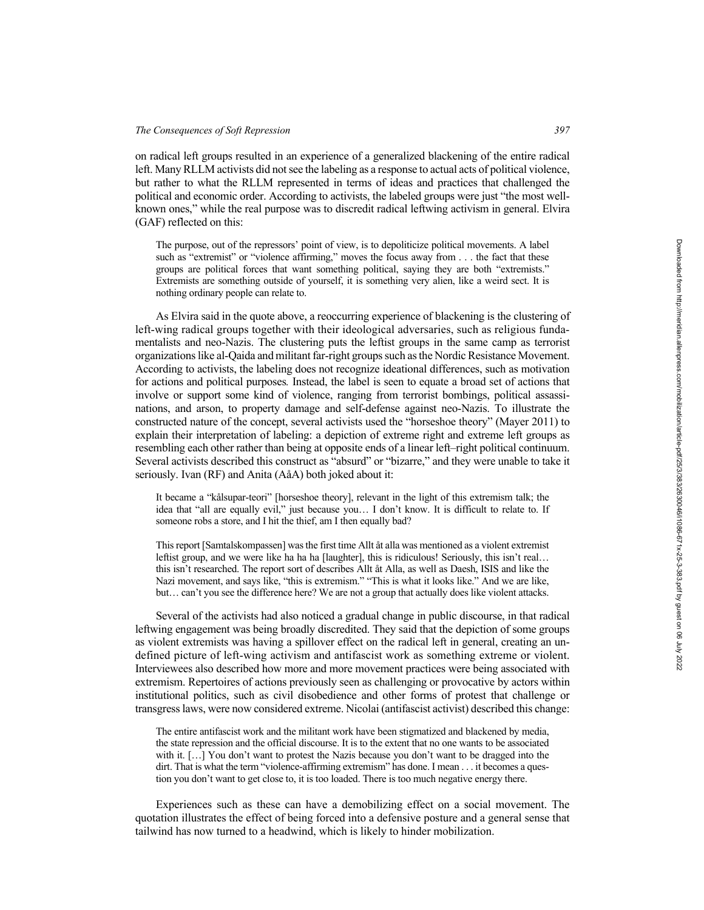on radical left groups resulted in an experience of a generalized blackening of the entire radical left. Many RLLM activists did not see the labeling as a response to actual acts of political violence, but rather to what the RLLM represented in terms of ideas and practices that challenged the political and economic order. According to activists, the labeled groups were just "the most well-known ones," while the real purpose was to discredit radical leftwing activism in general. Elvira (GAF) reflected on this:

> The purpose, out of the repressors' point of view, is to depoliticize political movements. A label such as "extremist" or "violence affirming," moves the focus away from . . . the fact that these groups are political forces that want something political, saying they are both "extremists." Extremists are something outside of yourself, it is something very alien, like a weird sect. It is nothing ordinary people can relate to.

As Elvira said in the quote above, a reoccurring experience of blackening is the clustering of left-wing radical groups together with their ideological adversaries, such as religious fundamentalists and neo-Nazis. The clustering puts the leftist groups in the same camp as terrorist organizations like al-Qaida and militant far-right groups such as the Nordic Resistance Movement. According to activists, the labeling does not recognize ideational differences, such as motivation for actions and political purposes. Instead, the label is seen to equate a broad set of actions that involve or support some kind of violence, ranging from terrorist bombings, political assassinations, and arson, to property damage and self-defense against neo-Nazis. To illustrate the constructed nature of the concept, several activists used the "horseshoe theory" (Mayer 2011) to explain their interpretation of labeling: a depiction of extreme right and extreme left groups as resembling each other rather than being at opposite ends of a linear left–right political continuum. Several activists described this construct as "absurd" or "bizarre," and they were unable to take it seriously. Ivan (RF) and Anita (AåA) both joked about it:

> It became a "kålsupar-teori" [horseshoe theory], relevant in the light of this extremism talk; the idea that "all are equally evil," just because you… I don't know. It is difficult to relate to. If someone robs a store, and I hit the thief, am I then equally bad?

> This report [Samtalskompassen] was the first time Allt åt alla was mentioned as a violent extremist leftist group, and we were like ha ha ha [laughter], this is ridiculous! Seriously, this isn't real… this isn't researched. The report sort of describes Allt åt Alla, as well as Daesh, ISIS and like the Nazi movement, and says like, "this is extremism." "This is what it looks like." And we are like, but… can't you see the difference here? We are not a group that actually does like violent attacks.

Several of the activists had also noticed a gradual change in public discourse, in that radical leftwing engagement was being broadly discredited. They said that the depiction of some groups as violent extremists was having a spillover effect on the radical left in general, creating an undefined picture of left-wing activism and antifascist work as something extreme or violent. Interviewees also described how more and more movement practices were being associated with extremism. Repertoires of actions previously seen as challenging or provocative by actors within institutional politics, such as civil disobedience and other forms of protest that challenge or transgress laws, were now considered extreme. Nicolai (antifascist activist) described this change:

> The entire antifascist work and the militant work have been stigmatized and blackened by media, the state repression and the official discourse. It is to the extent that no one wants to be associated with it. […] You don't want to protest the Nazis because you don't want to be dragged into the dirt. That is what the term "violence-affirming extremism" has done. I mean . . . it becomes a question you don't want to get close to, it is too loaded. There is too much negative energy there.

Experiences such as these can have a demobilizing effect on a social movement. The quotation illustrates the effect of being forced into a defensive posture and a general sense that tailwind has now turned to a headwind, which is likely to hinder mobilization.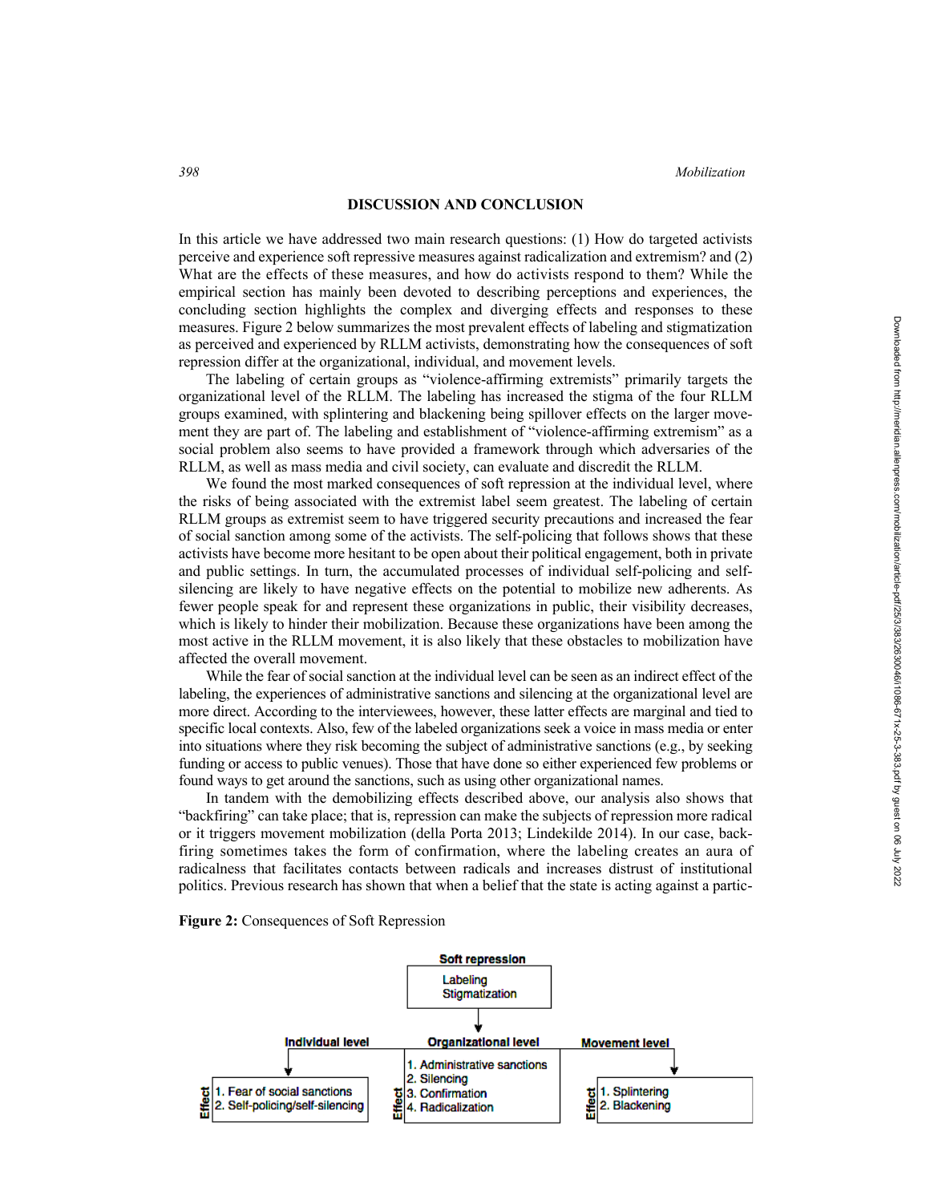## DISCUSSION AND CONCLUSION

In this article we have addressed two main research questions: (1) How do targeted activists perceive and experience soft repressive measures against radicalization and extremism? and (2) What are the effects of these measures, and how do activists respond to them? While the empirical section has mainly been devoted to describing perceptions and experiences, the concluding section highlights the complex and diverging effects and responses to these measures. Figure 2 below summarizes the most prevalent effects of labeling and stigmatization as perceived and experienced by RLLM activists, demonstrating how the consequences of soft repression differ at the organizational, individual, and movement levels.

The labeling of certain groups as "violence-affirming extremists" primarily targets the organizational level of the RLLM. The labeling has increased the stigma of the four RLLM groups examined, with splintering and blackening being spillover effects on the larger movement they are part of. The labeling and establishment of "violence-affirming extremism" as a social problem also seems to have provided a framework through which adversaries of the RLLM, as well as mass media and civil society, can evaluate and discredit the RLLM.

We found the most marked consequences of soft repression at the individual level, where the risks of being associated with the extremist label seem greatest. The labeling of certain RLLM groups as extremist seem to have triggered security precautions and increased the fear of social sanction among some of the activists. The self-policing that follows shows that these activists have become more hesitant to be open about their political engagement, both in private and public settings. In turn, the accumulated processes of individual self-policing and self-silencing are likely to have negative effects on the potential to mobilize new adherents. As fewer people speak for and represent these organizations in public, their visibility decreases, which is likely to hinder their mobilization. Because these organizations have been among the most active in the RLLM movement, it is also likely that these obstacles to mobilization have affected the overall movement.

While the fear of social sanction at the individual level can be seen as an indirect effect of the labeling, the experiences of administrative sanctions and silencing at the organizational level are more direct. According to the interviewees, however, these latter effects are marginal and tied to specific local contexts. Also, few of the labeled organizations seek a voice in mass media or enter into situations where they risk becoming the subject of administrative sanctions (e.g., by seeking funding or access to public venues). Those that have done so either experienced few problems or found ways to get around the sanctions, such as using other organizational names.

In tandem with the demobilizing effects described above, our analysis also shows that "backfiring" can take place; that is, repression can make the subjects of repression more radical or it triggers movement mobilization (della Porta 2013; Lindekilde 2014). In our case, backfiring sometimes takes the form of confirmation, where the labeling creates an aura of radicalness that facilitates contacts between radicals and increases distrust of institutional politics. Previous research has shown that when a belief that the state is acting against a partic-

**Figure 2:** Consequences of Soft Repression

**Soft repression**
Labeling
Stigmatization

**Individual level** — Effect:
1. Fear of social sanctions
2. Self-policing/self-silencing

**Organizational level** — Effect:
1. Administrative sanctions
2. Silencing
3. Confirmation
4. Radicalization

**Movement level** — Effect:
1. Splintering
2. Blackening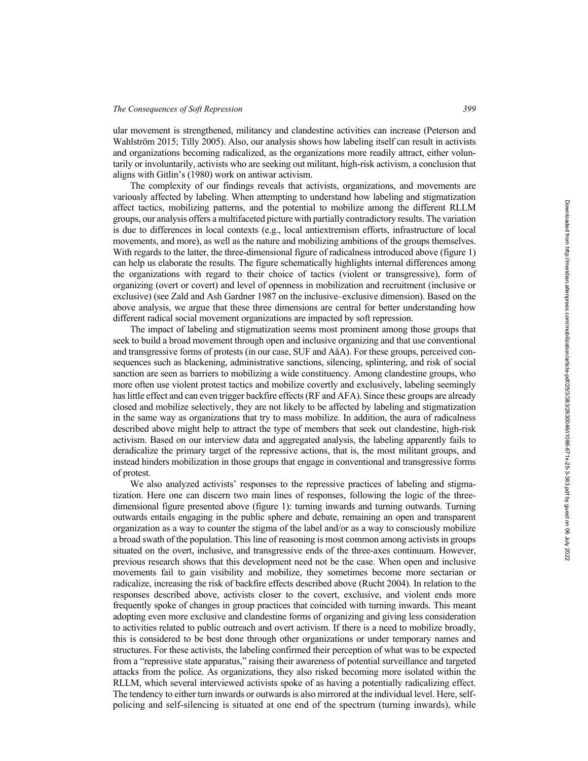ular movement is strengthened, militancy and clandestine activities can increase (Peterson and Wahlström 2015; Tilly 2005). Also, our analysis shows how labeling itself can result in activists and organizations becoming radicalized, as the organizations more readily attract, either voluntarily or involuntarily, activists who are seeking out militant, high-risk activism, a conclusion that aligns with Gitlin's (1980) work on antiwar activism.

The complexity of our findings reveals that activists, organizations, and movements are variously affected by labeling. When attempting to understand how labeling and stigmatization affect tactics, mobilizing patterns, and the potential to mobilize among the different RLLM groups, our analysis offers a multifaceted picture with partially contradictory results. The variation is due to differences in local contexts (e.g., local antiextremism efforts, infrastructure of local movements, and more), as well as the nature and mobilizing ambitions of the groups themselves. With regards to the latter, the three-dimensional figure of radicalness introduced above (figure 1) can help us elaborate the results. The figure schematically highlights internal differences among the organizations with regard to their choice of tactics (violent or transgressive), form of organizing (overt or covert) and level of openness in mobilization and recruitment (inclusive or exclusive) (see Zald and Ash Gardner 1987 on the inclusive–exclusive dimension). Based on the above analysis, we argue that these three dimensions are central for better understanding how different radical social movement organizations are impacted by soft repression.

The impact of labeling and stigmatization seems most prominent among those groups that seek to build a broad movement through open and inclusive organizing and that use conventional and transgressive forms of protests (in our case, SUF and AåA). For these groups, perceived consequences such as blackening, administrative sanctions, silencing, splintering, and risk of social sanction are seen as barriers to mobilizing a wide constituency. Among clandestine groups, who more often use violent protest tactics and mobilize covertly and exclusively, labeling seemingly has little effect and can even trigger backfire effects (RF and AFA). Since these groups are already closed and mobilize selectively, they are not likely to be affected by labeling and stigmatization in the same way as organizations that try to mass mobilize. In addition, the aura of radicalness described above might help to attract the type of members that seek out clandestine, high-risk activism. Based on our interview data and aggregated analysis, the labeling apparently fails to deradicalize the primary target of the repressive actions, that is, the most militant groups, and instead hinders mobilization in those groups that engage in conventional and transgressive forms of protest.

We also analyzed activists' responses to the repressive practices of labeling and stigmatization. Here one can discern two main lines of responses, following the logic of the three-dimensional figure presented above (figure 1): turning inwards and turning outwards. Turning outwards entails engaging in the public sphere and debate, remaining an open and transparent organization as a way to counter the stigma of the label and/or as a way to consciously mobilize a broad swath of the population. This line of reasoning is most common among activists in groups situated on the overt, inclusive, and transgressive ends of the three-axes continuum. However, previous research shows that this development need not be the case. When open and inclusive movements fail to gain visibility and mobilize, they sometimes become more sectarian or radicalize, increasing the risk of backfire effects described above (Rucht 2004). In relation to the responses described above, activists closer to the covert, exclusive, and violent ends more frequently spoke of changes in group practices that coincided with turning inwards. This meant adopting even more exclusive and clandestine forms of organizing and giving less consideration to activities related to public outreach and overt activism. If there is a need to mobilize broadly, this is considered to be best done through other organizations or under temporary names and structures. For these activists, the labeling confirmed their perception of what was to be expected from a "repressive state apparatus," raising their awareness of potential surveillance and targeted attacks from the police. As organizations, they also risked becoming more isolated within the RLLM, which several interviewed activists spoke of as having a potentially radicalizing effect. The tendency to either turn inwards or outwards is also mirrored at the individual level. Here, self-policing and self-silencing is situated at one end of the spectrum (turning inwards), while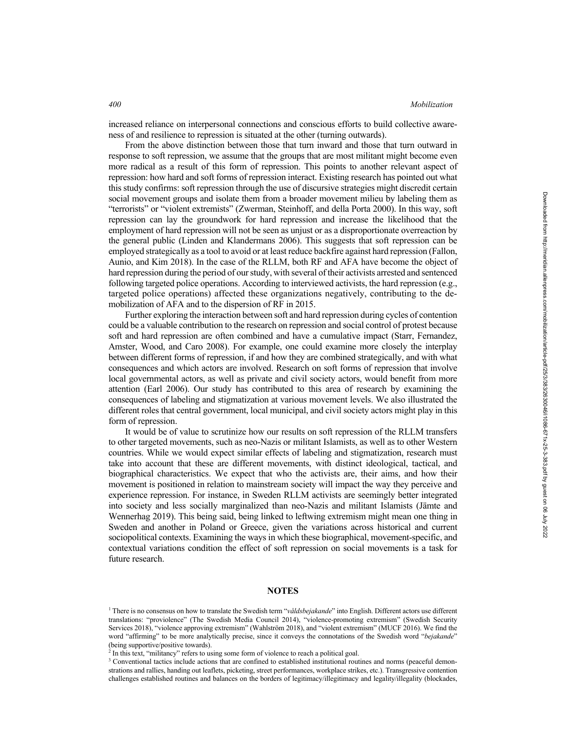increased reliance on interpersonal connections and conscious efforts to build collective awareness of and resilience to repression is situated at the other (turning outwards).

From the above distinction between those that turn inward and those that turn outward in response to soft repression, we assume that the groups that are most militant might become even more radical as a result of this form of repression. This points to another relevant aspect of repression: how hard and soft forms of repression interact. Existing research has pointed out what this study confirms: soft repression through the use of discursive strategies might discredit certain social movement groups and isolate them from a broader movement milieu by labeling them as "terrorists" or "violent extremists" (Zwerman, Steinhoff, and della Porta 2000). In this way, soft repression can lay the groundwork for hard repression and increase the likelihood that the employment of hard repression will not be seen as unjust or as a disproportionate overreaction by the general public (Linden and Klandermans 2006). This suggests that soft repression can be employed strategically as a tool to avoid or at least reduce backfire against hard repression (Fallon, Aunio, and Kim 2018). In the case of the RLLM, both RF and AFA have become the object of hard repression during the period of our study, with several of their activists arrested and sentenced following targeted police operations. According to interviewed activists, the hard repression (e.g., targeted police operations) affected these organizations negatively, contributing to the de-mobilization of AFA and to the dispersion of RF in 2015.

Further exploring the interaction between soft and hard repression during cycles of contention could be a valuable contribution to the research on repression and social control of protest because soft and hard repression are often combined and have a cumulative impact (Starr, Fernandez, Amster, Wood, and Caro 2008). For example, one could examine more closely the interplay between different forms of repression, if and how they are combined strategically, and with what consequences and which actors are involved. Research on soft forms of repression that involve local governmental actors, as well as private and civil society actors, would benefit from more attention (Earl 2006). Our study has contributed to this area of research by examining the consequences of labeling and stigmatization at various movement levels. We also illustrated the different roles that central government, local municipal, and civil society actors might play in this form of repression.

It would be of value to scrutinize how our results on soft repression of the RLLM transfers to other targeted movements, such as neo-Nazis or militant Islamists, as well as to other Western countries. While we would expect similar effects of labeling and stigmatization, research must take into account that these are different movements, with distinct ideological, tactical, and biographical characteristics. We expect that who the activists are, their aims, and how their movement is positioned in relation to mainstream society will impact the way they perceive and experience repression. For instance, in Sweden RLLM activists are seemingly better integrated into society and less socially marginalized than neo-Nazis and militant Islamists (Jämte and Wennerhag 2019). This being said, being linked to leftwing extremism might mean one thing in Sweden and another in Poland or Greece, given the variations across historical and current sociopolitical contexts. Examining the ways in which these biographical, movement-specific, and contextual variations condition the effect of soft repression on social movements is a task for future research.

## NOTES

[1] There is no consensus on how to translate the Swedish term "*våldsbejakande*" into English. Different actors use different translations: "proviolence" (The Swedish Media Council 2014), "violence-promoting extremism" (Swedish Security Services 2018), "violence approving extremism" (Wahlström 2018), and "violent extremism" (MUCF 2016). We find the word "affirming" to be more analytically precise, since it conveys the connotations of the Swedish word "*bejakande*" (being supportive/positive towards).

[2] In this text, "militancy" refers to using some form of violence to reach a political goal.

[3] Conventional tactics include actions that are confined to established institutional routines and norms (peaceful demonstrations and rallies, handing out leaflets, picketing, street performances, workplace strikes, etc.). Transgressive contention challenges established routines and balances on the borders of legitimacy/illegitimacy and legality/illegality (blockades,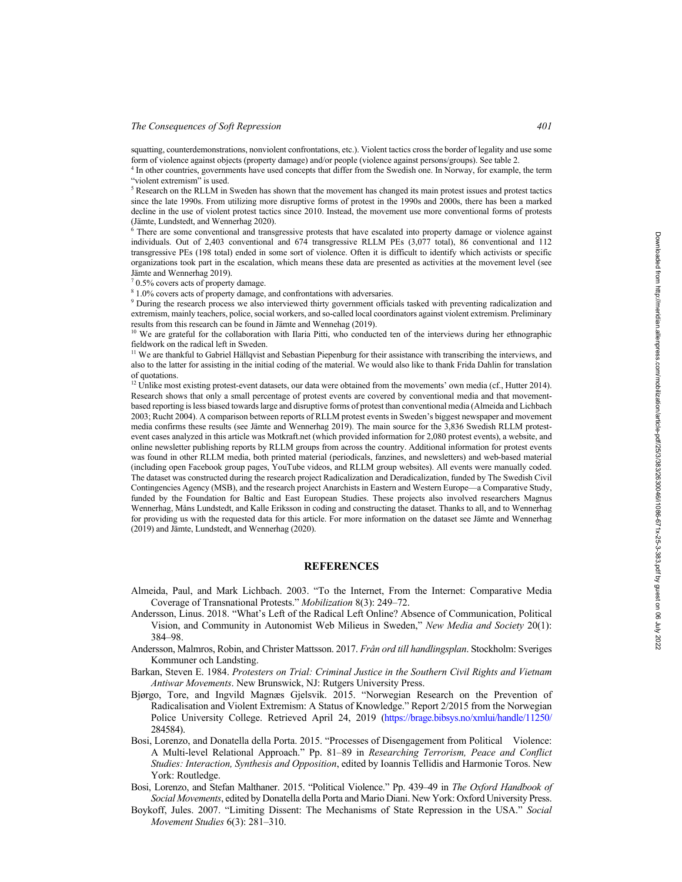squatting, counterdemonstrations, nonviolent confrontations, etc.). Violent tactics cross the border of legality and use some form of violence against objects (property damage) and/or people (violence against persons/groups). See table 2.

[4] In other countries, governments have used concepts that differ from the Swedish one. In Norway, for example, the term "violent extremism" is used.

[5] Research on the RLLM in Sweden has shown that the movement has changed its main protest issues and protest tactics since the late 1990s. From utilizing more disruptive forms of protest in the 1990s and 2000s, there has been a marked decline in the use of violent protest tactics since 2010. Instead, the movement use more conventional forms of protests (Jämte, Lundstedt, and Wennerhag 2020).

[6] There are some conventional and transgressive protests that have escalated into property damage or violence against individuals. Out of 2,403 conventional and 674 transgressive RLLM PEs (3,077 total), 86 conventional and 112 transgressive PEs (198 total) ended in some sort of violence. Often it is difficult to identify which activists or specific organizations took part in the escalation, which means these data are presented as activities at the movement level (see Jämte and Wennerhag 2019).

[7] 0.5% covers acts of property damage.

[8] 1.0% covers acts of property damage, and confrontations with adversaries.

[9] During the research process we also interviewed thirty government officials tasked with preventing radicalization and extremism, mainly teachers, police, social workers, and so-called local coordinators against violent extremism. Preliminary results from this research can be found in Jämte and Wennehag (2019).

[10] We are grateful for the collaboration with Ilaria Pitti, who conducted ten of the interviews during her ethnographic fieldwork on the radical left in Sweden.

[11] We are thankful to Gabriel Hällqvist and Sebastian Piepenburg for their assistance with transcribing the interviews, and also to the latter for assisting in the initial coding of the material. We would also like to thank Frida Dahlin for translation of quotations.

[12] Unlike most existing protest-event datasets, our data were obtained from the movements' own media (cf., Hutter 2014). Research shows that only a small percentage of protest events are covered by conventional media and that movement-based reporting is less biased towards large and disruptive forms of protest than conventional media (Almeida and Lichbach 2003; Rucht 2004). A comparison between reports of RLLM protest events in Sweden's biggest newspaper and movement media confirms these results (see Jämte and Wennerhag 2019). The main source for the 3,836 Swedish RLLM protest-event cases analyzed in this article was Motkraft.net (which provided information for 2,080 protest events), a website, and online newsletter publishing reports by RLLM groups from across the country. Additional information for protest events was found in other RLLM media, both printed material (periodicals, fanzines, and newsletters) and web-based material (including open Facebook group pages, YouTube videos, and RLLM group websites). All events were manually coded. The dataset was constructed during the research project Radicalization and Deradicalization, funded by The Swedish Civil Contingencies Agency (MSB), and the research project Anarchists in Eastern and Western Europe—a Comparative Study, funded by the Foundation for Baltic and East European Studies. These projects also involved researchers Magnus Wennerhag, Måns Lundstedt, and Kalle Eriksson in coding and constructing the dataset. Thanks to all, and to Wennerhag for providing us with the requested data for this article. For more information on the dataset see Jämte and Wennerhag (2019) and Jämte, Lundstedt, and Wennerhag (2020).

## REFERENCES

Almeida, Paul, and Mark Lichbach. 2003. "To the Internet, From the Internet: Comparative Media Coverage of Transnational Protests." *Mobilization* 8(3): 249–72.

Andersson, Linus. 2018. "What's Left of the Radical Left Online? Absence of Communication, Political Vision, and Community in Autonomist Web Milieus in Sweden," *New Media and Society* 20(1): 384–98.

Andersson, Malmros, Robin, and Christer Mattsson. 2017. *Från ord till handlingsplan*. Stockholm: Sveriges Kommuner och Landsting.

Barkan, Steven E. 1984. *Protesters on Trial: Criminal Justice in the Southern Civil Rights and Vietnam Antiwar Movements*. New Brunswick, NJ: Rutgers University Press.

Bjørgo, Tore, and Ingvild Magnæs Gjelsvik. 2015. "Norwegian Research on the Prevention of Radicalisation and Violent Extremism: A Status of Knowledge." Report 2/2015 from the Norwegian Police University College. Retrieved April 24, 2019 (https://brage.bibsys.no/xmlui/handle/11250/284584).

Bosi, Lorenzo, and Donatella della Porta. 2015. "Processes of Disengagement from Political Violence: A Multi-level Relational Approach." Pp. 81–89 in *Researching Terrorism, Peace and Conflict Studies: Interaction, Synthesis and Opposition*, edited by Ioannis Tellidis and Harmonie Toros. New York: Routledge.

Bosi, Lorenzo, and Stefan Malthaner. 2015. "Political Violence." Pp. 439–49 in *The Oxford Handbook of Social Movements*, edited by Donatella della Porta and Mario Diani. New York: Oxford University Press.

Boykoff, Jules. 2007. "Limiting Dissent: The Mechanisms of State Repression in the USA." *Social Movement Studies* 6(3): 281–310.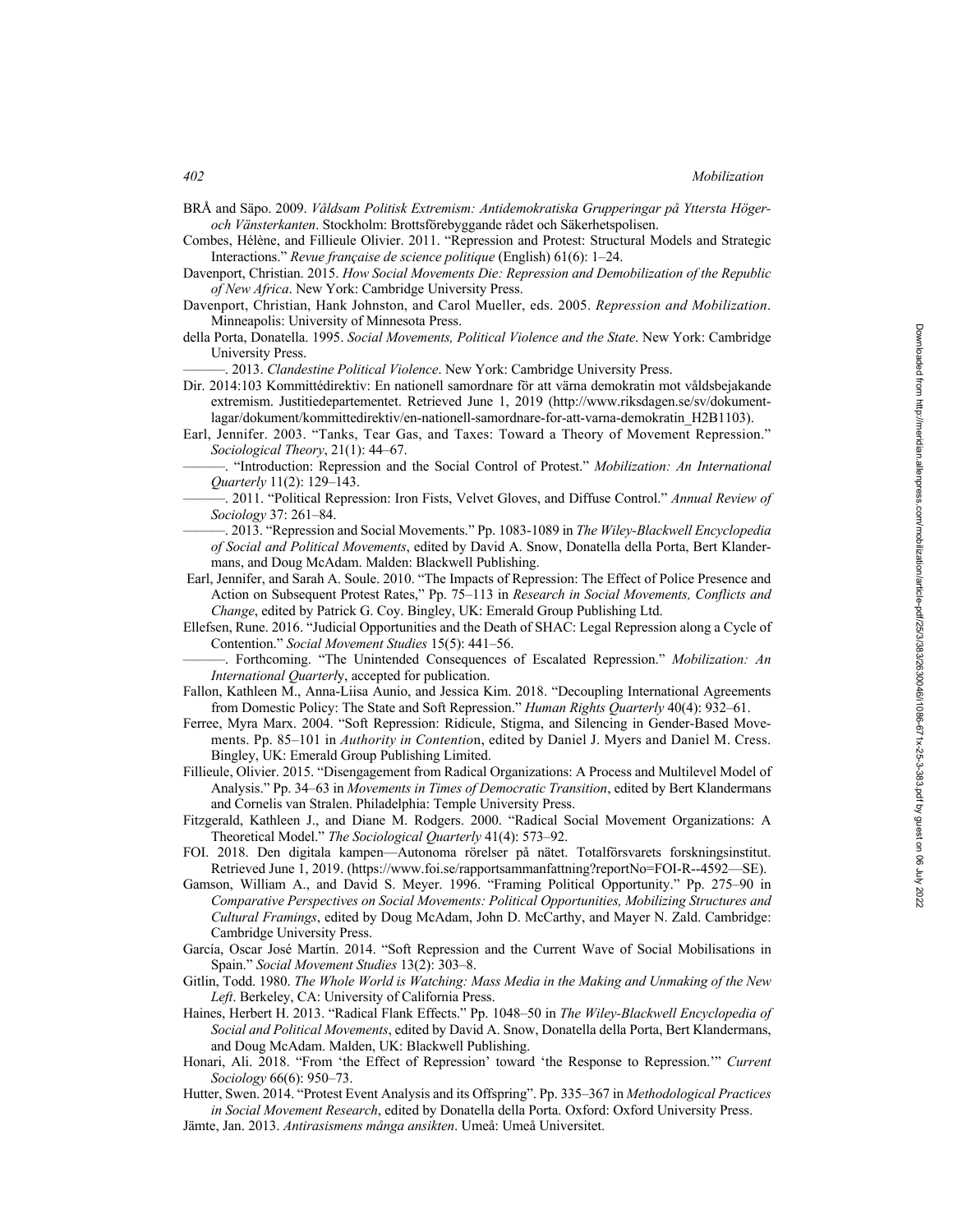BRÅ and Säpo. 2009. *Våldsam Politisk Extremism: Antidemokratiska Grupperingar på Yttersta Höger- och Vänsterkanten*. Stockholm: Brottsförebyggande rådet och Säkerhetspolisen.

Combes, Hélène, and Fillieule Olivier. 2011. "Repression and Protest: Structural Models and Strategic Interactions." *Revue française de science politique* (English) 61(6): 1–24.

Davenport, Christian. 2015. *How Social Movements Die: Repression and Demobilization of the Republic of New Africa*. New York: Cambridge University Press.

Davenport, Christian, Hank Johnston, and Carol Mueller, eds. 2005. *Repression and Mobilization*. Minneapolis: University of Minnesota Press.

della Porta, Donatella. 1995. *Social Movements, Political Violence and the State*. New York: Cambridge University Press.

———. 2013. *Clandestine Political Violence*. New York: Cambridge University Press.

Dir. 2014:103 Kommittédirektiv: En nationell samordnare för att värna demokratin mot våldsbejakande extremism. Justitiedepartementet. Retrieved June 1, 2019 (http://www.riksdagen.se/sv/dokument-lagar/dokument/kommittedirektiv/en-nationell-samordnare-for-att-varna-demokratin_H2B1103).

Earl, Jennifer. 2003. "Tanks, Tear Gas, and Taxes: Toward a Theory of Movement Repression." *Sociological Theory*, 21(1): 44–67.

———. "Introduction: Repression and the Social Control of Protest." *Mobilization: An International Quarterly* 11(2): 129–143.

———. 2011. "Political Repression: Iron Fists, Velvet Gloves, and Diffuse Control." *Annual Review of Sociology* 37: 261–84.

———. 2013. "Repression and Social Movements." Pp. 1083-1089 in *The Wiley-Blackwell Encyclopedia of Social and Political Movements*, edited by David A. Snow, Donatella della Porta, Bert Klandermans, and Doug McAdam. Malden: Blackwell Publishing.

Earl, Jennifer, and Sarah A. Soule. 2010. "The Impacts of Repression: The Effect of Police Presence and Action on Subsequent Protest Rates," Pp. 75–113 in *Research in Social Movements, Conflicts and Change*, edited by Patrick G. Coy. Bingley, UK: Emerald Group Publishing Ltd.

Ellefsen, Rune. 2016. "Judicial Opportunities and the Death of SHAC: Legal Repression along a Cycle of Contention." *Social Movement Studies* 15(5): 441–56.

———. Forthcoming. "The Unintended Consequences of Escalated Repression." *Mobilization: An International Quarterly*, accepted for publication.

Fallon, Kathleen M., Anna-Liisa Aunio, and Jessica Kim. 2018. "Decoupling International Agreements from Domestic Policy: The State and Soft Repression." *Human Rights Quarterly* 40(4): 932–61.

Ferree, Myra Marx. 2004. "Soft Repression: Ridicule, Stigma, and Silencing in Gender-Based Movements. Pp. 85–101 in *Authority in Contention*, edited by Daniel J. Myers and Daniel M. Cress. Bingley, UK: Emerald Group Publishing Limited.

Fillieule, Olivier. 2015. "Disengagement from Radical Organizations: A Process and Multilevel Model of Analysis." Pp. 34–63 in *Movements in Times of Democratic Transition*, edited by Bert Klandermans and Cornelis van Stralen. Philadelphia: Temple University Press.

Fitzgerald, Kathleen J., and Diane M. Rodgers. 2000. "Radical Social Movement Organizations: A Theoretical Model." *The Sociological Quarterly* 41(4): 573–92.

FOI. 2018. Den digitala kampen—Autonoma rörelser på nätet. Totalförsvarets forskningsinstitut. Retrieved June 1, 2019. (https://www.foi.se/rapportsammanfattning?reportNo=FOI-R--4592—SE).

Gamson, William A., and David S. Meyer. 1996. "Framing Political Opportunity." Pp. 275–90 in *Comparative Perspectives on Social Movements: Political Opportunities, Mobilizing Structures and Cultural Framings*, edited by Doug McAdam, John D. McCarthy, and Mayer N. Zald. Cambridge: Cambridge University Press.

García, Oscar José Martín. 2014. "Soft Repression and the Current Wave of Social Mobilisations in Spain." *Social Movement Studies* 13(2): 303–8.

Gitlin, Todd. 1980. *The Whole World is Watching: Mass Media in the Making and Unmaking of the New Left*. Berkeley, CA: University of California Press.

Haines, Herbert H. 2013. "Radical Flank Effects." Pp. 1048–50 in *The Wiley-Blackwell Encyclopedia of Social and Political Movements*, edited by David A. Snow, Donatella della Porta, Bert Klandermans, and Doug McAdam. Malden, UK: Blackwell Publishing.

Honari, Ali. 2018. "From 'the Effect of Repression' toward 'the Response to Repression.'" *Current Sociology* 66(6): 950–73.

Hutter, Swen. 2014. "Protest Event Analysis and its Offspring". Pp. 335–367 in *Methodological Practices in Social Movement Research*, edited by Donatella della Porta. Oxford: Oxford University Press.

Jämte, Jan. 2013. *Antirasismens många ansikten*. Umeå: Umeå Universitet.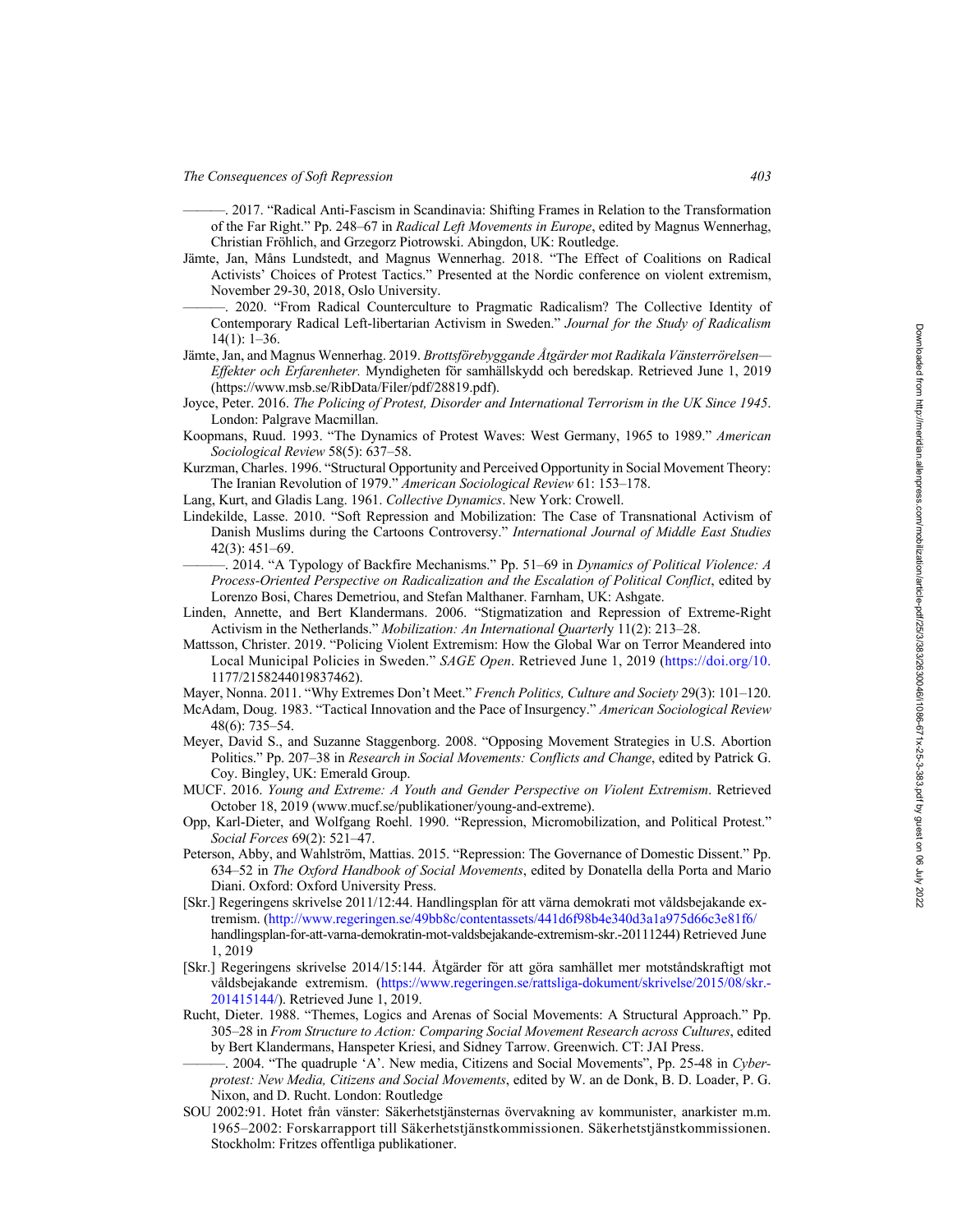———. 2017. "Radical Anti-Fascism in Scandinavia: Shifting Frames in Relation to the Transformation of the Far Right." Pp. 248–67 in *Radical Left Movements in Europe*, edited by Magnus Wennerhag, Christian Fröhlich, and Grzegorz Piotrowski. Abingdon, UK: Routledge.

Jämte, Jan, Måns Lundstedt, and Magnus Wennerhag. 2018. "The Effect of Coalitions on Radical Activists' Choices of Protest Tactics." Presented at the Nordic conference on violent extremism, November 29-30, 2018, Oslo University.

———. 2020. "From Radical Counterculture to Pragmatic Radicalism? The Collective Identity of Contemporary Radical Left-libertarian Activism in Sweden." *Journal for the Study of Radicalism* 14(1): 1–36.

Jämte, Jan, and Magnus Wennerhag. 2019. *Brottsförebyggande Åtgärder mot Radikala Vänsterrörelsen—Effekter och Erfarenheter.* Myndigheten för samhällskydd och beredskap. Retrieved June 1, 2019 (https://www.msb.se/RibData/Filer/pdf/28819.pdf).

Joyce, Peter. 2016. *The Policing of Protest, Disorder and International Terrorism in the UK Since 1945*. London: Palgrave Macmillan.

Koopmans, Ruud. 1993. "The Dynamics of Protest Waves: West Germany, 1965 to 1989." *American Sociological Review* 58(5): 637–58.

Kurzman, Charles. 1996. "Structural Opportunity and Perceived Opportunity in Social Movement Theory: The Iranian Revolution of 1979." *American Sociological Review* 61: 153–178.

Lang, Kurt, and Gladis Lang. 1961. *Collective Dynamics*. New York: Crowell.

Lindekilde, Lasse. 2010. "Soft Repression and Mobilization: The Case of Transnational Activism of Danish Muslims during the Cartoons Controversy." *International Journal of Middle East Studies* 42(3): 451–69.

———. 2014. "A Typology of Backfire Mechanisms." Pp. 51–69 in *Dynamics of Political Violence: A Process-Oriented Perspective on Radicalization and the Escalation of Political Conflict*, edited by Lorenzo Bosi, Chares Demetriou, and Stefan Malthaner. Farnham, UK: Ashgate.

Linden, Annette, and Bert Klandermans. 2006. "Stigmatization and Repression of Extreme-Right Activism in the Netherlands." *Mobilization: An International Quarterly* 11(2): 213–28.

Mattsson, Christer. 2019. "Policing Violent Extremism: How the Global War on Terror Meandered into Local Municipal Policies in Sweden." *SAGE Open*. Retrieved June 1, 2019 (https://doi.org/10.1177/2158244019837462).

Mayer, Nonna. 2011. "Why Extremes Don't Meet." *French Politics, Culture and Society* 29(3): 101–120.

McAdam, Doug. 1983. "Tactical Innovation and the Pace of Insurgency." *American Sociological Review* 48(6): 735–54.

Meyer, David S., and Suzanne Staggenborg. 2008. "Opposing Movement Strategies in U.S. Abortion Politics." Pp. 207–38 in *Research in Social Movements: Conflicts and Change*, edited by Patrick G. Coy. Bingley, UK: Emerald Group.

MUCF. 2016. *Young and Extreme: A Youth and Gender Perspective on Violent Extremism*. Retrieved October 18, 2019 (www.mucf.se/publikationer/young-and-extreme).

Opp, Karl-Dieter, and Wolfgang Roehl. 1990. "Repression, Micromobilization, and Political Protest." *Social Forces* 69(2): 521–47.

Peterson, Abby, and Wahlström, Mattias. 2015. "Repression: The Governance of Domestic Dissent." Pp. 634–52 in *The Oxford Handbook of Social Movements*, edited by Donatella della Porta and Mario Diani. Oxford: Oxford University Press.

[Skr.] Regeringens skrivelse 2011/12:44. Handlingsplan för att värna demokrati mot våldsbejakande extremism. (http://www.regeringen.se/49bb8c/contentassets/441d6f98b4e340d3a1a975d66c3e81f6/handlingsplan-for-att-varna-demokratin-mot-valdsbejakande-extremism-skr.-20111244) Retrieved June 1, 2019

[Skr.] Regeringens skrivelse 2014/15:144. Åtgärder för att göra samhället mer motståndskraftigt mot våldsbejakande extremism. (https://www.regeringen.se/rattsliga-dokument/skrivelse/2015/08/skr.-201415144/). Retrieved June 1, 2019.

Rucht, Dieter. 1988. "Themes, Logics and Arenas of Social Movements: A Structural Approach." Pp. 305–28 in *From Structure to Action: Comparing Social Movement Research across Cultures*, edited by Bert Klandermans, Hanspeter Kriesi, and Sidney Tarrow. Greenwich. CT: JAI Press.

———. 2004. "The quadruple 'A'. New media, Citizens and Social Movements", Pp. 25-48 in *Cyberprotest: New Media, Citizens and Social Movements*, edited by W. an de Donk, B. D. Loader, P. G. Nixon, and D. Rucht. London: Routledge

SOU 2002:91. Hotet från vänster: Säkerhetstjänsternas övervakning av kommunister, anarkister m.m. 1965–2002: Forskarrapport till Säkerhetstjänstkommissionen. Säkerhetstjänstkommissionen. Stockholm: Fritzes offentliga publikationer.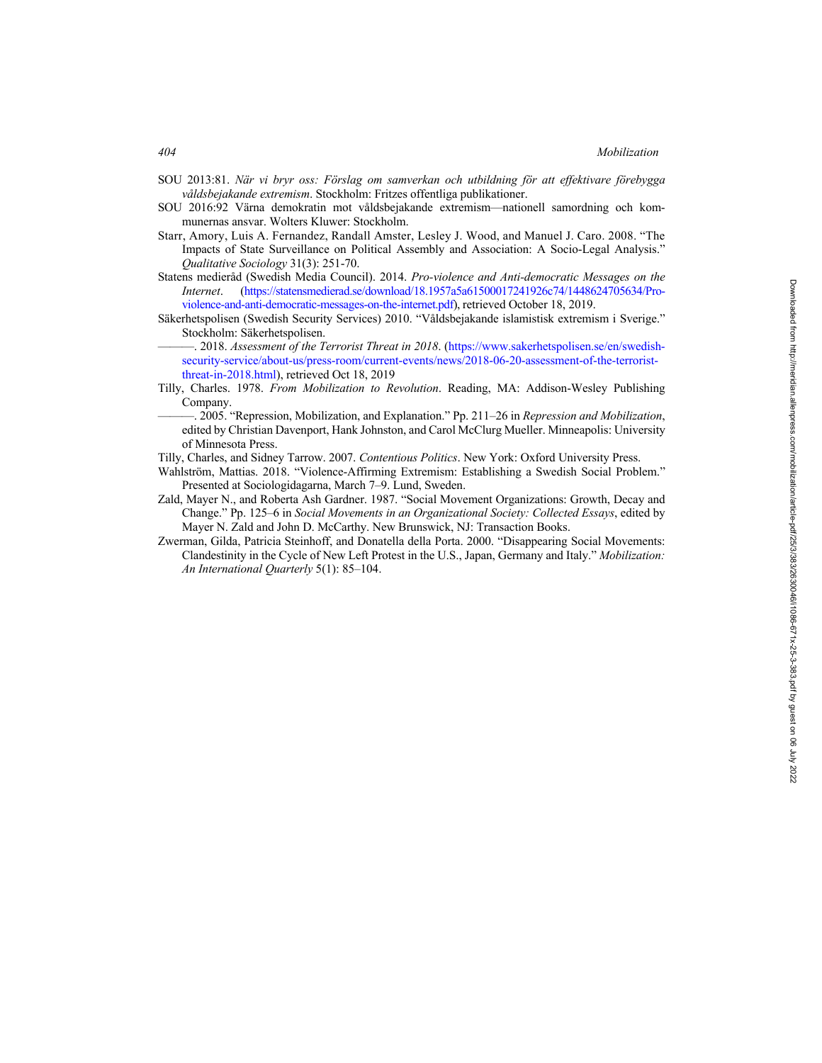SOU 2013:81. *När vi bryr oss: Förslag om samverkan och utbildning för att effektivare förebygga våldsbejakande extremism*. Stockholm: Fritzes offentliga publikationer.

SOU 2016:92 Värna demokratin mot våldsbejakande extremism—nationell samordning och kommunernas ansvar. Wolters Kluwer: Stockholm.

Starr, Amory, Luis A. Fernandez, Randall Amster, Lesley J. Wood, and Manuel J. Caro. 2008. "The Impacts of State Surveillance on Political Assembly and Association: A Socio-Legal Analysis." *Qualitative Sociology* 31(3): 251-70.

Statens medieråd (Swedish Media Council). 2014. *Pro-violence and Anti-democratic Messages on the Internet*. (https://statensmedierad.se/download/18.1957a5a61500017241926c74/1448624705634/Pro-violence-and-anti-democratic-messages-on-the-internet.pdf), retrieved October 18, 2019.

Säkerhetspolisen (Swedish Security Services) 2010. "Våldsbejakande islamistisk extremism i Sverige." Stockholm: Säkerhetspolisen.

———. 2018. *Assessment of the Terrorist Threat in 2018*. (https://www.sakerhetspolisen.se/en/swedish-security-service/about-us/press-room/current-events/news/2018-06-20-assessment-of-the-terrorist-threat-in-2018.html), retrieved Oct 18, 2019

Tilly, Charles. 1978. *From Mobilization to Revolution*. Reading, MA: Addison-Wesley Publishing Company.

———. 2005. "Repression, Mobilization, and Explanation." Pp. 211–26 in *Repression and Mobilization*, edited by Christian Davenport, Hank Johnston, and Carol McClurg Mueller. Minneapolis: University of Minnesota Press.

Tilly, Charles, and Sidney Tarrow. 2007. *Contentious Politics*. New York: Oxford University Press.

Wahlström, Mattias. 2018. "Violence-Affirming Extremism: Establishing a Swedish Social Problem." Presented at Sociologidagarna, March 7–9. Lund, Sweden.

Zald, Mayer N., and Roberta Ash Gardner. 1987. "Social Movement Organizations: Growth, Decay and Change." Pp. 125–6 in *Social Movements in an Organizational Society: Collected Essays*, edited by Mayer N. Zald and John D. McCarthy. New Brunswick, NJ: Transaction Books.

Zwerman, Gilda, Patricia Steinhoff, and Donatella della Porta. 2000. "Disappearing Social Movements: Clandestinity in the Cycle of New Left Protest in the U.S., Japan, Germany and Italy." *Mobilization: An International Quarterly* 5(1): 85–104.